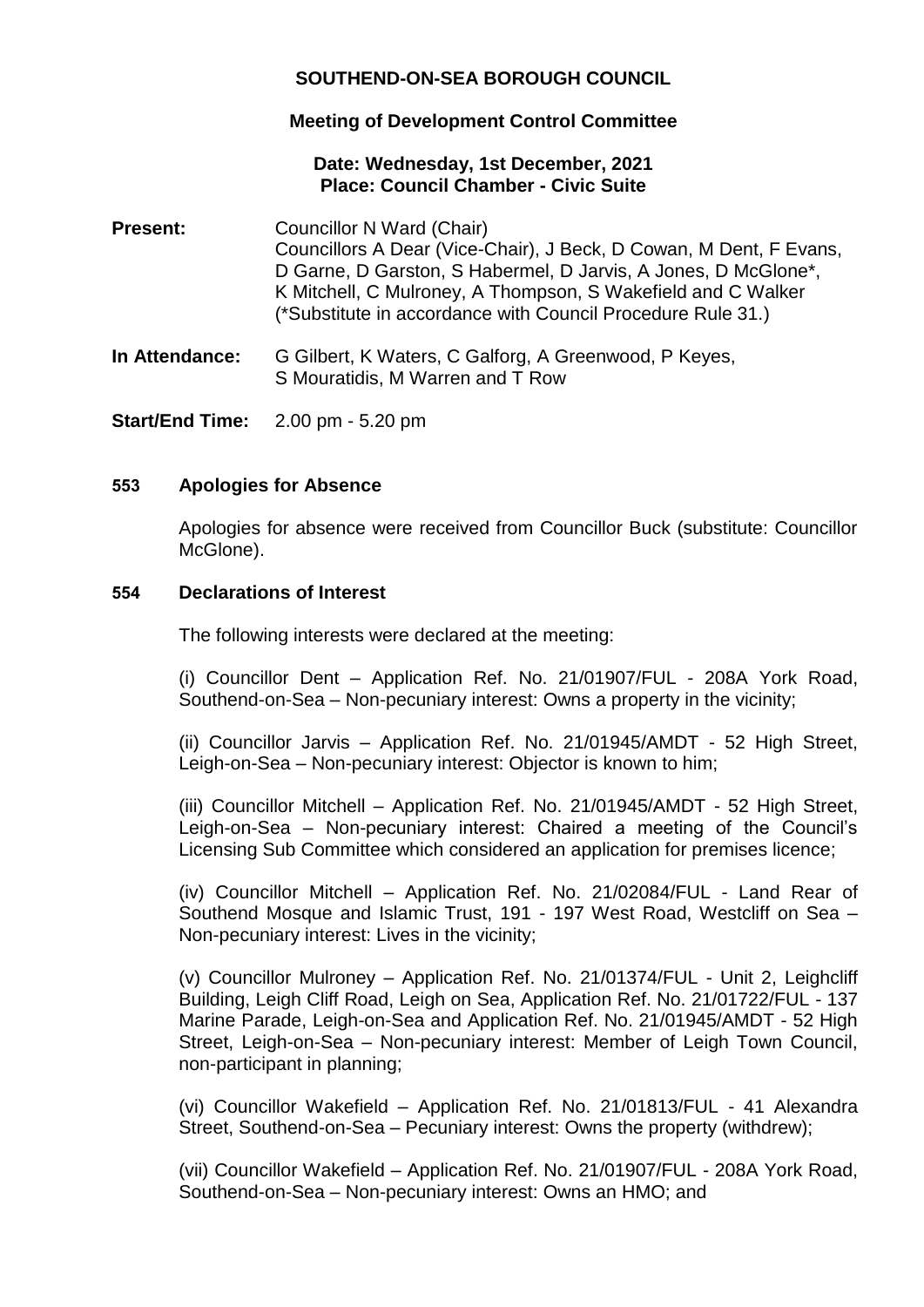# SOUTHEND-ON-SEA BOROUGH COUNCIL

## Meeting of Development Control Committee

**Date: Wednesday, 1st December, 2021**
**Place: Council Chamber - Civic Suite**

**Present:** Councillor N Ward (Chair)
Councillors A Dear (Vice-Chair), J Beck, D Cowan, M Dent, F Evans, D Garne, D Garston, S Habermel, D Jarvis, A Jones, D McGlone*, K Mitchell, C Mulroney, A Thompson, S Wakefield and C Walker
(*Substitute in accordance with Council Procedure Rule 31.)

**In Attendance:** G Gilbert, K Waters, C Galforg, A Greenwood, P Keyes, S Mouratidis, M Warren and T Row

**Start/End Time:** 2.00 pm - 5.20 pm

### 553 Apologies for Absence

Apologies for absence were received from Councillor Buck (substitute: Councillor McGlone).

### 554 Declarations of Interest

The following interests were declared at the meeting:

(i) Councillor Dent – Application Ref. No. 21/01907/FUL - 208A York Road, Southend-on-Sea – Non-pecuniary interest: Owns a property in the vicinity;

(ii) Councillor Jarvis – Application Ref. No. 21/01945/AMDT - 52 High Street, Leigh-on-Sea – Non-pecuniary interest: Objector is known to him;

(iii) Councillor Mitchell – Application Ref. No. 21/01945/AMDT - 52 High Street, Leigh-on-Sea – Non-pecuniary interest: Chaired a meeting of the Council's Licensing Sub Committee which considered an application for premises licence;

(iv) Councillor Mitchell – Application Ref. No. 21/02084/FUL - Land Rear of Southend Mosque and Islamic Trust, 191 - 197 West Road, Westcliff on Sea – Non-pecuniary interest: Lives in the vicinity;

(v) Councillor Mulroney – Application Ref. No. 21/01374/FUL - Unit 2, Leighcliff Building, Leigh Cliff Road, Leigh on Sea, Application Ref. No. 21/01722/FUL - 137 Marine Parade, Leigh-on-Sea and Application Ref. No. 21/01945/AMDT - 52 High Street, Leigh-on-Sea – Non-pecuniary interest: Member of Leigh Town Council, non-participant in planning;

(vi) Councillor Wakefield – Application Ref. No. 21/01813/FUL - 41 Alexandra Street, Southend-on-Sea – Pecuniary interest: Owns the property (withdrew);

(vii) Councillor Wakefield – Application Ref. No. 21/01907/FUL - 208A York Road, Southend-on-Sea – Non-pecuniary interest: Owns an HMO; and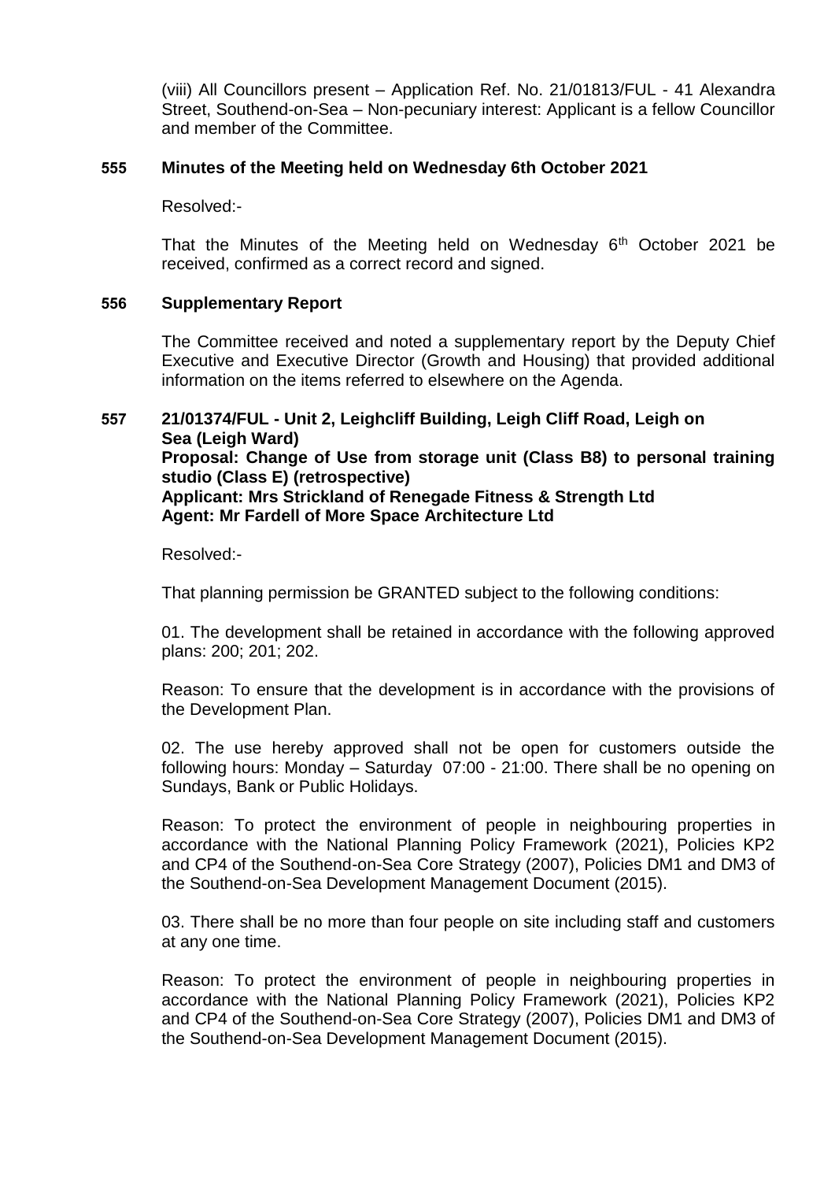(viii) All Councillors present – Application Ref. No. 21/01813/FUL - 41 Alexandra Street, Southend-on-Sea – Non-pecuniary interest: Applicant is a fellow Councillor and member of the Committee.

### 555 Minutes of the Meeting held on Wednesday 6th October 2021

Resolved:-

That the Minutes of the Meeting held on Wednesday 6th October 2021 be received, confirmed as a correct record and signed.

### 556 Supplementary Report

The Committee received and noted a supplementary report by the Deputy Chief Executive and Executive Director (Growth and Housing) that provided additional information on the items referred to elsewhere on the Agenda.

### 557 21/01374/FUL - Unit 2, Leighcliff Building, Leigh Cliff Road, Leigh on Sea (Leigh Ward)

**Proposal: Change of Use from storage unit (Class B8) to personal training studio (Class E) (retrospective)**
**Applicant: Mrs Strickland of Renegade Fitness & Strength Ltd**
**Agent: Mr Fardell of More Space Architecture Ltd**

Resolved:-

That planning permission be GRANTED subject to the following conditions:

01. The development shall be retained in accordance with the following approved plans: 200; 201; 202.

Reason: To ensure that the development is in accordance with the provisions of the Development Plan.

02. The use hereby approved shall not be open for customers outside the following hours: Monday – Saturday 07:00 - 21:00. There shall be no opening on Sundays, Bank or Public Holidays.

Reason: To protect the environment of people in neighbouring properties in accordance with the National Planning Policy Framework (2021), Policies KP2 and CP4 of the Southend-on-Sea Core Strategy (2007), Policies DM1 and DM3 of the Southend-on-Sea Development Management Document (2015).

03. There shall be no more than four people on site including staff and customers at any one time.

Reason: To protect the environment of people in neighbouring properties in accordance with the National Planning Policy Framework (2021), Policies KP2 and CP4 of the Southend-on-Sea Core Strategy (2007), Policies DM1 and DM3 of the Southend-on-Sea Development Management Document (2015).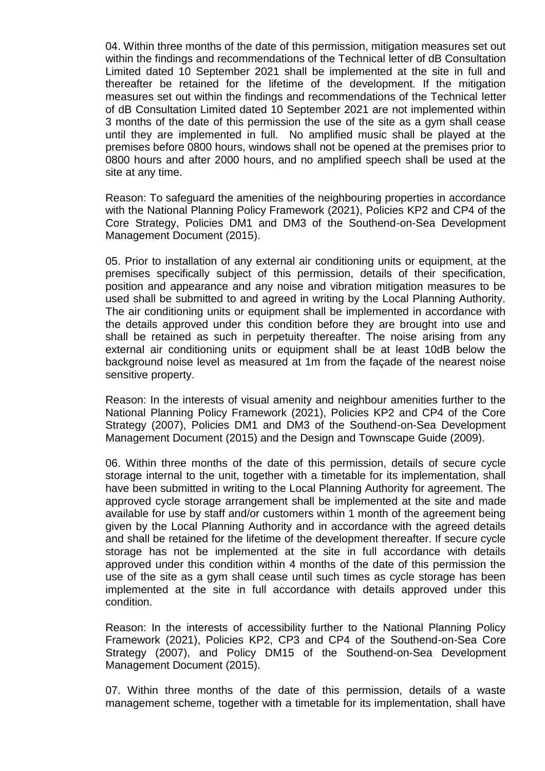04. Within three months of the date of this permission, mitigation measures set out within the findings and recommendations of the Technical letter of dB Consultation Limited dated 10 September 2021 shall be implemented at the site in full and thereafter be retained for the lifetime of the development. If the mitigation measures set out within the findings and recommendations of the Technical letter of dB Consultation Limited dated 10 September 2021 are not implemented within 3 months of the date of this permission the use of the site as a gym shall cease until they are implemented in full. No amplified music shall be played at the premises before 0800 hours, windows shall not be opened at the premises prior to 0800 hours and after 2000 hours, and no amplified speech shall be used at the site at any time.

Reason: To safeguard the amenities of the neighbouring properties in accordance with the National Planning Policy Framework (2021), Policies KP2 and CP4 of the Core Strategy, Policies DM1 and DM3 of the Southend-on-Sea Development Management Document (2015).

05. Prior to installation of any external air conditioning units or equipment, at the premises specifically subject of this permission, details of their specification, position and appearance and any noise and vibration mitigation measures to be used shall be submitted to and agreed in writing by the Local Planning Authority. The air conditioning units or equipment shall be implemented in accordance with the details approved under this condition before they are brought into use and shall be retained as such in perpetuity thereafter. The noise arising from any external air conditioning units or equipment shall be at least 10dB below the background noise level as measured at 1m from the façade of the nearest noise sensitive property.

Reason: In the interests of visual amenity and neighbour amenities further to the National Planning Policy Framework (2021), Policies KP2 and CP4 of the Core Strategy (2007), Policies DM1 and DM3 of the Southend-on-Sea Development Management Document (2015) and the Design and Townscape Guide (2009).

06. Within three months of the date of this permission, details of secure cycle storage internal to the unit, together with a timetable for its implementation, shall have been submitted in writing to the Local Planning Authority for agreement. The approved cycle storage arrangement shall be implemented at the site and made available for use by staff and/or customers within 1 month of the agreement being given by the Local Planning Authority and in accordance with the agreed details and shall be retained for the lifetime of the development thereafter. If secure cycle storage has not be implemented at the site in full accordance with details approved under this condition within 4 months of the date of this permission the use of the site as a gym shall cease until such times as cycle storage has been implemented at the site in full accordance with details approved under this condition.

Reason: In the interests of accessibility further to the National Planning Policy Framework (2021), Policies KP2, CP3 and CP4 of the Southend-on-Sea Core Strategy (2007), and Policy DM15 of the Southend-on-Sea Development Management Document (2015).

07. Within three months of the date of this permission, details of a waste management scheme, together with a timetable for its implementation, shall have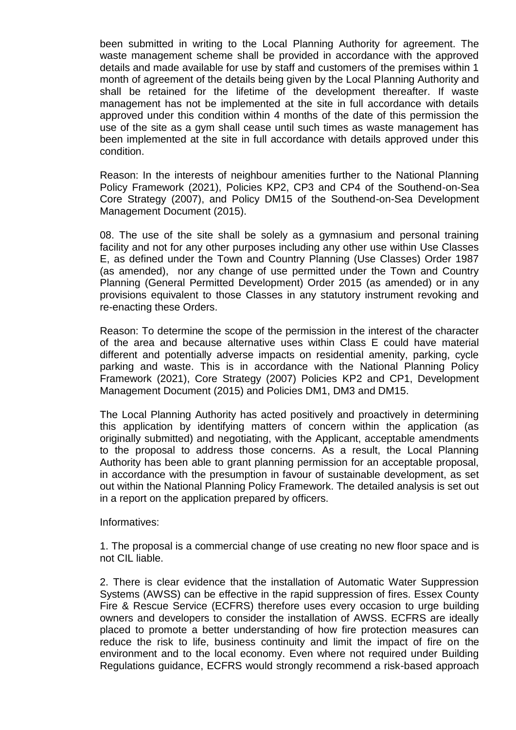been submitted in writing to the Local Planning Authority for agreement. The waste management scheme shall be provided in accordance with the approved details and made available for use by staff and customers of the premises within 1 month of agreement of the details being given by the Local Planning Authority and shall be retained for the lifetime of the development thereafter. If waste management has not be implemented at the site in full accordance with details approved under this condition within 4 months of the date of this permission the use of the site as a gym shall cease until such times as waste management has been implemented at the site in full accordance with details approved under this condition.

Reason: In the interests of neighbour amenities further to the National Planning Policy Framework (2021), Policies KP2, CP3 and CP4 of the Southend-on-Sea Core Strategy (2007), and Policy DM15 of the Southend-on-Sea Development Management Document (2015).

08. The use of the site shall be solely as a gymnasium and personal training facility and not for any other purposes including any other use within Use Classes E, as defined under the Town and Country Planning (Use Classes) Order 1987 (as amended), nor any change of use permitted under the Town and Country Planning (General Permitted Development) Order 2015 (as amended) or in any provisions equivalent to those Classes in any statutory instrument revoking and re-enacting these Orders.

Reason: To determine the scope of the permission in the interest of the character of the area and because alternative uses within Class E could have material different and potentially adverse impacts on residential amenity, parking, cycle parking and waste. This is in accordance with the National Planning Policy Framework (2021), Core Strategy (2007) Policies KP2 and CP1, Development Management Document (2015) and Policies DM1, DM3 and DM15.

The Local Planning Authority has acted positively and proactively in determining this application by identifying matters of concern within the application (as originally submitted) and negotiating, with the Applicant, acceptable amendments to the proposal to address those concerns. As a result, the Local Planning Authority has been able to grant planning permission for an acceptable proposal, in accordance with the presumption in favour of sustainable development, as set out within the National Planning Policy Framework. The detailed analysis is set out in a report on the application prepared by officers.

Informatives:

1. The proposal is a commercial change of use creating no new floor space and is not CIL liable.

2. There is clear evidence that the installation of Automatic Water Suppression Systems (AWSS) can be effective in the rapid suppression of fires. Essex County Fire & Rescue Service (ECFRS) therefore uses every occasion to urge building owners and developers to consider the installation of AWSS. ECFRS are ideally placed to promote a better understanding of how fire protection measures can reduce the risk to life, business continuity and limit the impact of fire on the environment and to the local economy. Even where not required under Building Regulations guidance, ECFRS would strongly recommend a risk-based approach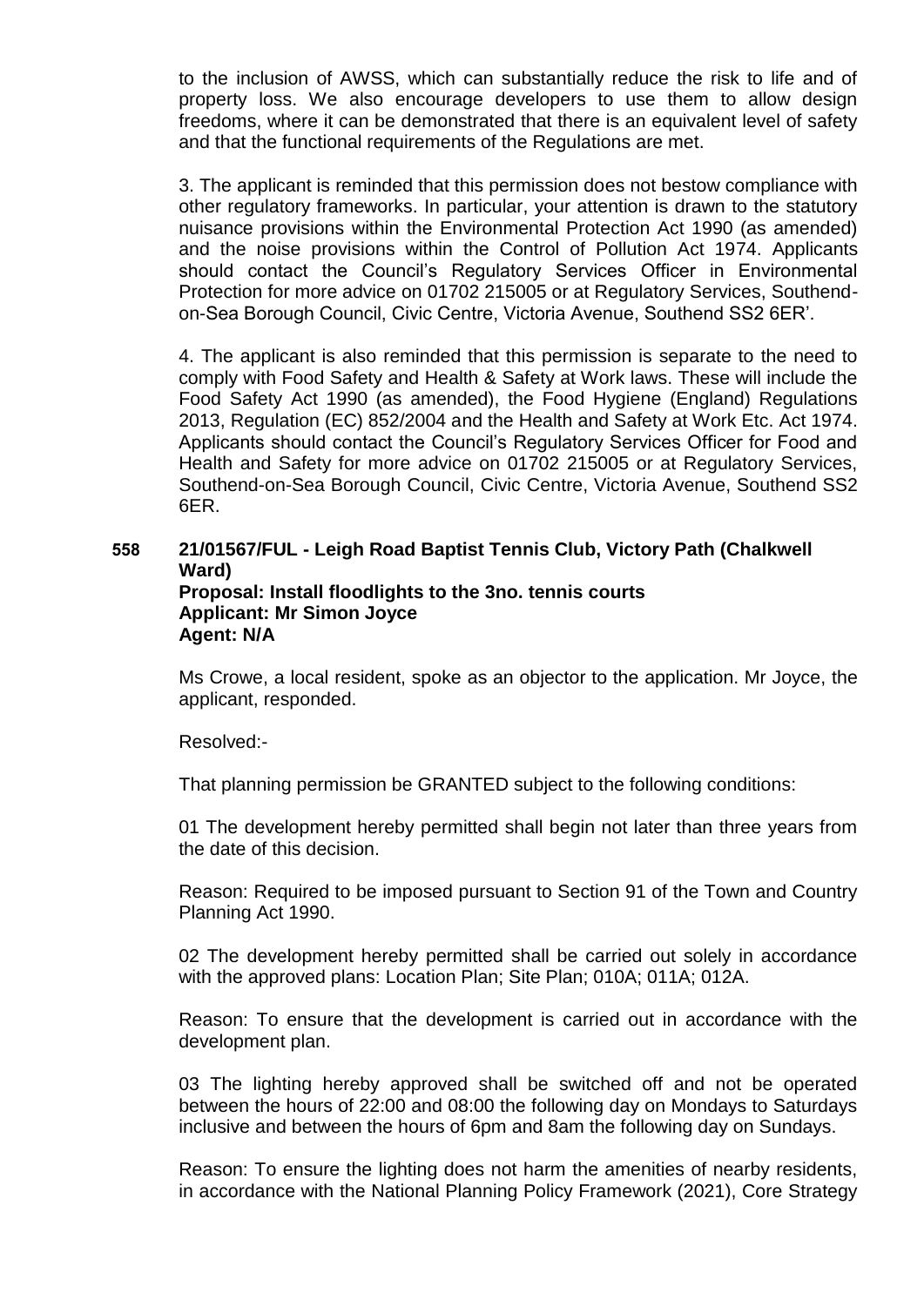to the inclusion of AWSS, which can substantially reduce the risk to life and of property loss. We also encourage developers to use them to allow design freedoms, where it can be demonstrated that there is an equivalent level of safety and that the functional requirements of the Regulations are met.

3. The applicant is reminded that this permission does not bestow compliance with other regulatory frameworks. In particular, your attention is drawn to the statutory nuisance provisions within the Environmental Protection Act 1990 (as amended) and the noise provisions within the Control of Pollution Act 1974. Applicants should contact the Council's Regulatory Services Officer in Environmental Protection for more advice on 01702 215005 or at Regulatory Services, Southend-on-Sea Borough Council, Civic Centre, Victoria Avenue, Southend SS2 6ER'.

4. The applicant is also reminded that this permission is separate to the need to comply with Food Safety and Health & Safety at Work laws. These will include the Food Safety Act 1990 (as amended), the Food Hygiene (England) Regulations 2013, Regulation (EC) 852/2004 and the Health and Safety at Work Etc. Act 1974. Applicants should contact the Council's Regulatory Services Officer for Food and Health and Safety for more advice on 01702 215005 or at Regulatory Services, Southend-on-Sea Borough Council, Civic Centre, Victoria Avenue, Southend SS2 6ER.

**558 21/01567/FUL - Leigh Road Baptist Tennis Club, Victory Path (Chalkwell Ward)**
**Proposal: Install floodlights to the 3no. tennis courts**
**Applicant: Mr Simon Joyce**
**Agent: N/A**

Ms Crowe, a local resident, spoke as an objector to the application. Mr Joyce, the applicant, responded.

Resolved:-

That planning permission be GRANTED subject to the following conditions:

01 The development hereby permitted shall begin not later than three years from the date of this decision.

Reason: Required to be imposed pursuant to Section 91 of the Town and Country Planning Act 1990.

02 The development hereby permitted shall be carried out solely in accordance with the approved plans: Location Plan; Site Plan; 010A; 011A; 012A.

Reason: To ensure that the development is carried out in accordance with the development plan.

03 The lighting hereby approved shall be switched off and not be operated between the hours of 22:00 and 08:00 the following day on Mondays to Saturdays inclusive and between the hours of 6pm and 8am the following day on Sundays.

Reason: To ensure the lighting does not harm the amenities of nearby residents, in accordance with the National Planning Policy Framework (2021), Core Strategy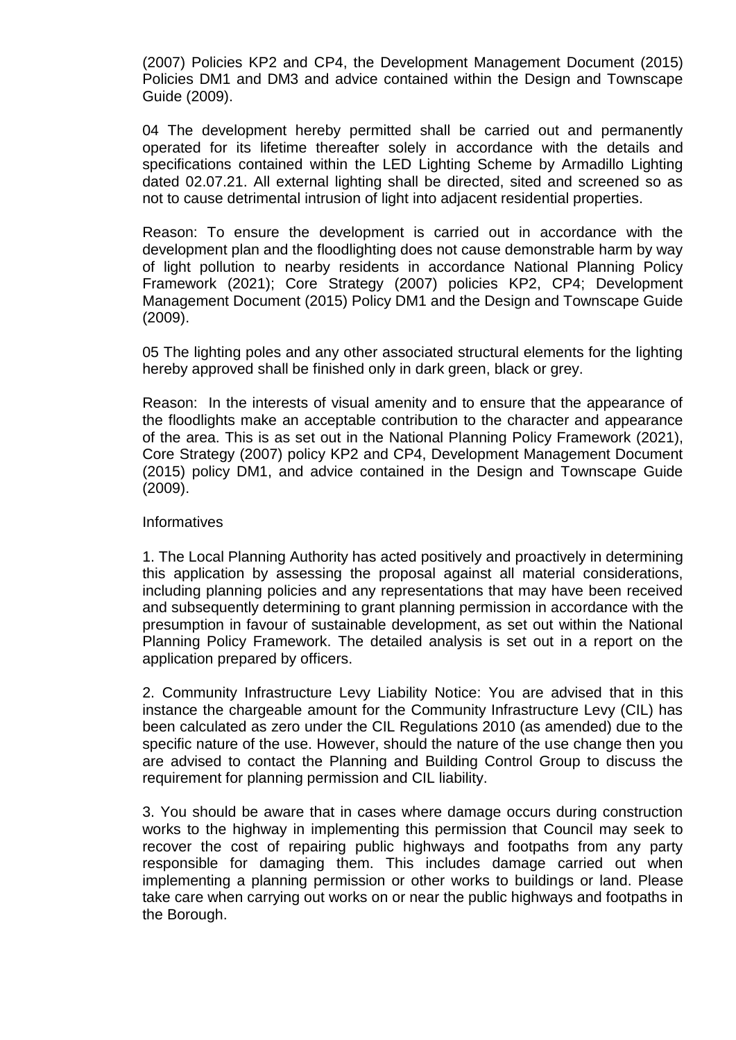(2007) Policies KP2 and CP4, the Development Management Document (2015) Policies DM1 and DM3 and advice contained within the Design and Townscape Guide (2009).

04 The development hereby permitted shall be carried out and permanently operated for its lifetime thereafter solely in accordance with the details and specifications contained within the LED Lighting Scheme by Armadillo Lighting dated 02.07.21. All external lighting shall be directed, sited and screened so as not to cause detrimental intrusion of light into adjacent residential properties.

Reason: To ensure the development is carried out in accordance with the development plan and the floodlighting does not cause demonstrable harm by way of light pollution to nearby residents in accordance National Planning Policy Framework (2021); Core Strategy (2007) policies KP2, CP4; Development Management Document (2015) Policy DM1 and the Design and Townscape Guide (2009).

05 The lighting poles and any other associated structural elements for the lighting hereby approved shall be finished only in dark green, black or grey.

Reason: In the interests of visual amenity and to ensure that the appearance of the floodlights make an acceptable contribution to the character and appearance of the area. This is as set out in the National Planning Policy Framework (2021), Core Strategy (2007) policy KP2 and CP4, Development Management Document (2015) policy DM1, and advice contained in the Design and Townscape Guide (2009).

Informatives

1. The Local Planning Authority has acted positively and proactively in determining this application by assessing the proposal against all material considerations, including planning policies and any representations that may have been received and subsequently determining to grant planning permission in accordance with the presumption in favour of sustainable development, as set out within the National Planning Policy Framework. The detailed analysis is set out in a report on the application prepared by officers.

2. Community Infrastructure Levy Liability Notice: You are advised that in this instance the chargeable amount for the Community Infrastructure Levy (CIL) has been calculated as zero under the CIL Regulations 2010 (as amended) due to the specific nature of the use. However, should the nature of the use change then you are advised to contact the Planning and Building Control Group to discuss the requirement for planning permission and CIL liability.

3. You should be aware that in cases where damage occurs during construction works to the highway in implementing this permission that Council may seek to recover the cost of repairing public highways and footpaths from any party responsible for damaging them. This includes damage carried out when implementing a planning permission or other works to buildings or land. Please take care when carrying out works on or near the public highways and footpaths in the Borough.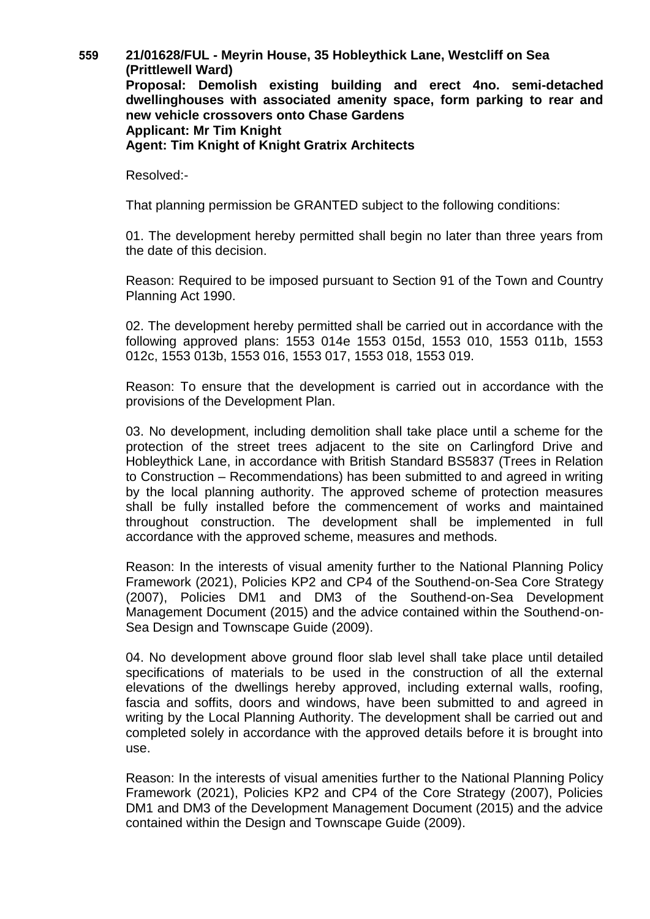**559 21/01628/FUL - Meyrin House, 35 Hobleythick Lane, Westcliff on Sea (Prittlewell Ward)**
**Proposal: Demolish existing building and erect 4no. semi-detached dwellinghouses with associated amenity space, form parking to rear and new vehicle crossovers onto Chase Gardens**
**Applicant: Mr Tim Knight**
**Agent: Tim Knight of Knight Gratrix Architects**

Resolved:-

That planning permission be GRANTED subject to the following conditions:

01. The development hereby permitted shall begin no later than three years from the date of this decision.

Reason: Required to be imposed pursuant to Section 91 of the Town and Country Planning Act 1990.

02. The development hereby permitted shall be carried out in accordance with the following approved plans: 1553 014e 1553 015d, 1553 010, 1553 011b, 1553 012c, 1553 013b, 1553 016, 1553 017, 1553 018, 1553 019.

Reason: To ensure that the development is carried out in accordance with the provisions of the Development Plan.

03. No development, including demolition shall take place until a scheme for the protection of the street trees adjacent to the site on Carlingford Drive and Hobleythick Lane, in accordance with British Standard BS5837 (Trees in Relation to Construction – Recommendations) has been submitted to and agreed in writing by the local planning authority. The approved scheme of protection measures shall be fully installed before the commencement of works and maintained throughout construction. The development shall be implemented in full accordance with the approved scheme, measures and methods.

Reason: In the interests of visual amenity further to the National Planning Policy Framework (2021), Policies KP2 and CP4 of the Southend-on-Sea Core Strategy (2007), Policies DM1 and DM3 of the Southend-on-Sea Development Management Document (2015) and the advice contained within the Southend-on-Sea Design and Townscape Guide (2009).

04. No development above ground floor slab level shall take place until detailed specifications of materials to be used in the construction of all the external elevations of the dwellings hereby approved, including external walls, roofing, fascia and soffits, doors and windows, have been submitted to and agreed in writing by the Local Planning Authority. The development shall be carried out and completed solely in accordance with the approved details before it is brought into use.

Reason: In the interests of visual amenities further to the National Planning Policy Framework (2021), Policies KP2 and CP4 of the Core Strategy (2007), Policies DM1 and DM3 of the Development Management Document (2015) and the advice contained within the Design and Townscape Guide (2009).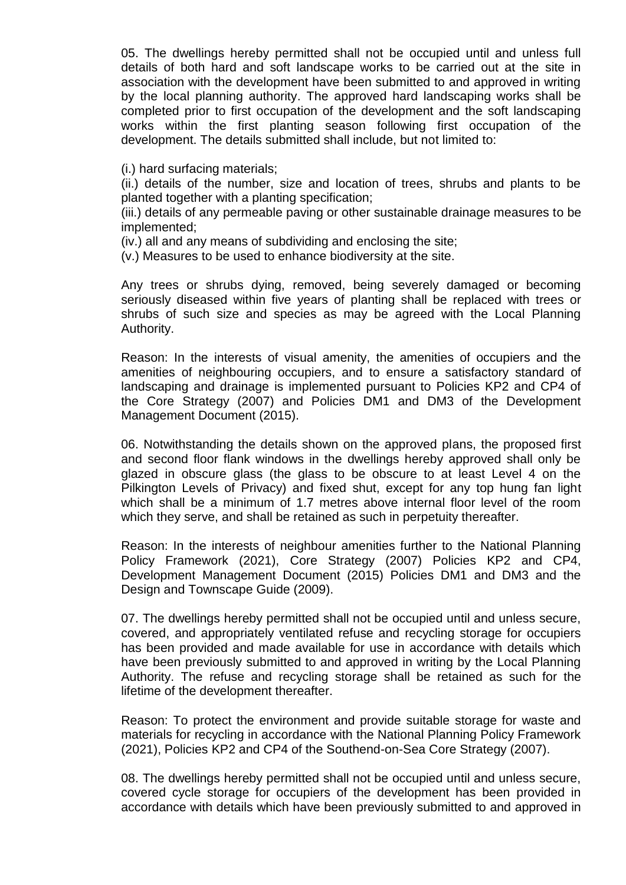05. The dwellings hereby permitted shall not be occupied until and unless full details of both hard and soft landscape works to be carried out at the site in association with the development have been submitted to and approved in writing by the local planning authority. The approved hard landscaping works shall be completed prior to first occupation of the development and the soft landscaping works within the first planting season following first occupation of the development. The details submitted shall include, but not limited to:

(i.) hard surfacing materials;
(ii.) details of the number, size and location of trees, shrubs and plants to be planted together with a planting specification;
(iii.) details of any permeable paving or other sustainable drainage measures to be implemented;
(iv.) all and any means of subdividing and enclosing the site;
(v.) Measures to be used to enhance biodiversity at the site.

Any trees or shrubs dying, removed, being severely damaged or becoming seriously diseased within five years of planting shall be replaced with trees or shrubs of such size and species as may be agreed with the Local Planning Authority.

Reason: In the interests of visual amenity, the amenities of occupiers and the amenities of neighbouring occupiers, and to ensure a satisfactory standard of landscaping and drainage is implemented pursuant to Policies KP2 and CP4 of the Core Strategy (2007) and Policies DM1 and DM3 of the Development Management Document (2015).

06. Notwithstanding the details shown on the approved plans, the proposed first and second floor flank windows in the dwellings hereby approved shall only be glazed in obscure glass (the glass to be obscure to at least Level 4 on the Pilkington Levels of Privacy) and fixed shut, except for any top hung fan light which shall be a minimum of 1.7 metres above internal floor level of the room which they serve, and shall be retained as such in perpetuity thereafter.

Reason: In the interests of neighbour amenities further to the National Planning Policy Framework (2021), Core Strategy (2007) Policies KP2 and CP4, Development Management Document (2015) Policies DM1 and DM3 and the Design and Townscape Guide (2009).

07. The dwellings hereby permitted shall not be occupied until and unless secure, covered, and appropriately ventilated refuse and recycling storage for occupiers has been provided and made available for use in accordance with details which have been previously submitted to and approved in writing by the Local Planning Authority. The refuse and recycling storage shall be retained as such for the lifetime of the development thereafter.

Reason: To protect the environment and provide suitable storage for waste and materials for recycling in accordance with the National Planning Policy Framework (2021), Policies KP2 and CP4 of the Southend-on-Sea Core Strategy (2007).

08. The dwellings hereby permitted shall not be occupied until and unless secure, covered cycle storage for occupiers of the development has been provided in accordance with details which have been previously submitted to and approved in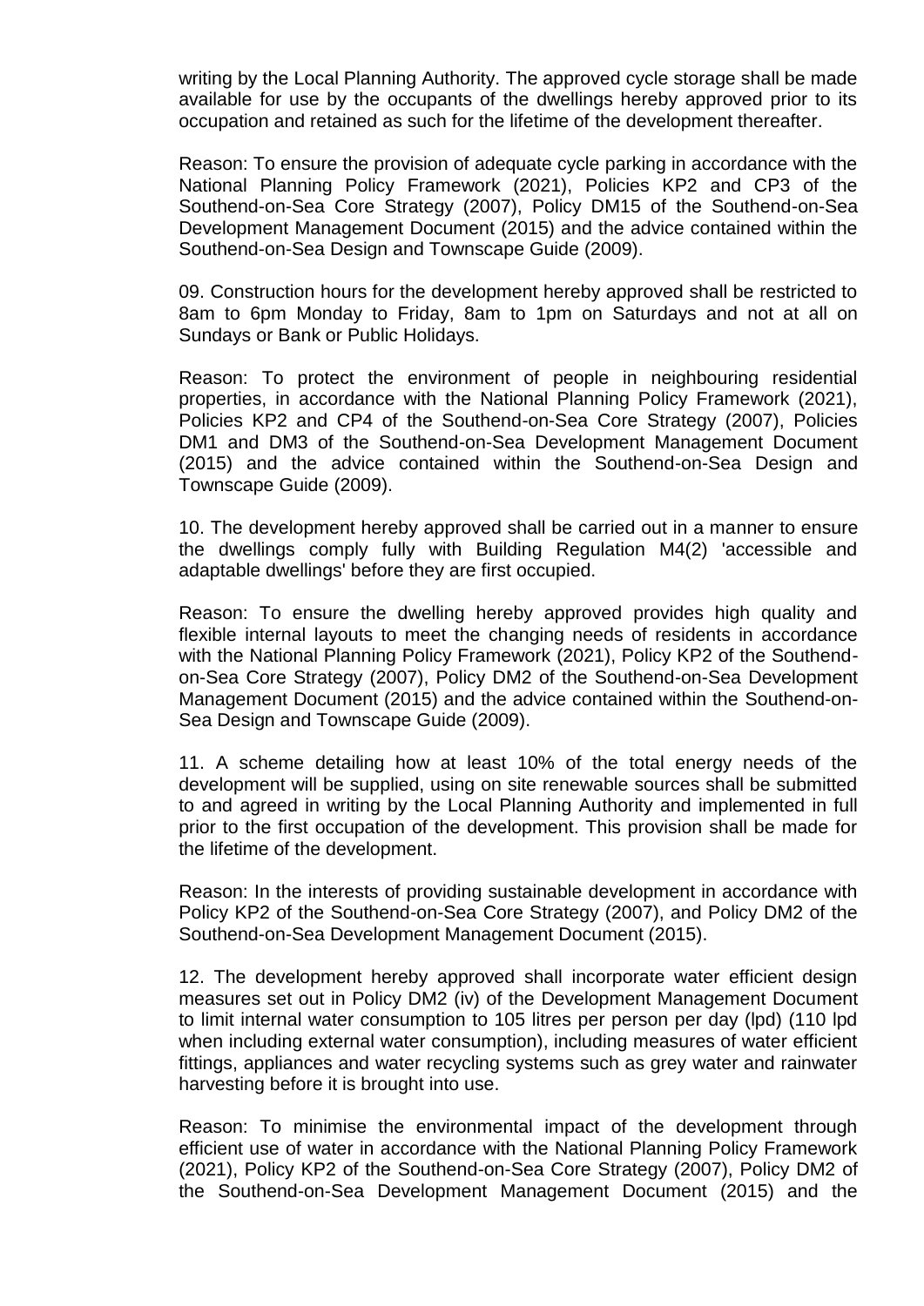writing by the Local Planning Authority. The approved cycle storage shall be made available for use by the occupants of the dwellings hereby approved prior to its occupation and retained as such for the lifetime of the development thereafter.

Reason: To ensure the provision of adequate cycle parking in accordance with the National Planning Policy Framework (2021), Policies KP2 and CP3 of the Southend-on-Sea Core Strategy (2007), Policy DM15 of the Southend-on-Sea Development Management Document (2015) and the advice contained within the Southend-on-Sea Design and Townscape Guide (2009).

09. Construction hours for the development hereby approved shall be restricted to 8am to 6pm Monday to Friday, 8am to 1pm on Saturdays and not at all on Sundays or Bank or Public Holidays.

Reason: To protect the environment of people in neighbouring residential properties, in accordance with the National Planning Policy Framework (2021), Policies KP2 and CP4 of the Southend-on-Sea Core Strategy (2007), Policies DM1 and DM3 of the Southend-on-Sea Development Management Document (2015) and the advice contained within the Southend-on-Sea Design and Townscape Guide (2009).

10. The development hereby approved shall be carried out in a manner to ensure the dwellings comply fully with Building Regulation M4(2) 'accessible and adaptable dwellings' before they are first occupied.

Reason: To ensure the dwelling hereby approved provides high quality and flexible internal layouts to meet the changing needs of residents in accordance with the National Planning Policy Framework (2021), Policy KP2 of the Southend-on-Sea Core Strategy (2007), Policy DM2 of the Southend-on-Sea Development Management Document (2015) and the advice contained within the Southend-on-Sea Design and Townscape Guide (2009).

11. A scheme detailing how at least 10% of the total energy needs of the development will be supplied, using on site renewable sources shall be submitted to and agreed in writing by the Local Planning Authority and implemented in full prior to the first occupation of the development. This provision shall be made for the lifetime of the development.

Reason: In the interests of providing sustainable development in accordance with Policy KP2 of the Southend-on-Sea Core Strategy (2007), and Policy DM2 of the Southend-on-Sea Development Management Document (2015).

12. The development hereby approved shall incorporate water efficient design measures set out in Policy DM2 (iv) of the Development Management Document to limit internal water consumption to 105 litres per person per day (lpd) (110 lpd when including external water consumption), including measures of water efficient fittings, appliances and water recycling systems such as grey water and rainwater harvesting before it is brought into use.

Reason: To minimise the environmental impact of the development through efficient use of water in accordance with the National Planning Policy Framework (2021), Policy KP2 of the Southend-on-Sea Core Strategy (2007), Policy DM2 of the Southend-on-Sea Development Management Document (2015) and the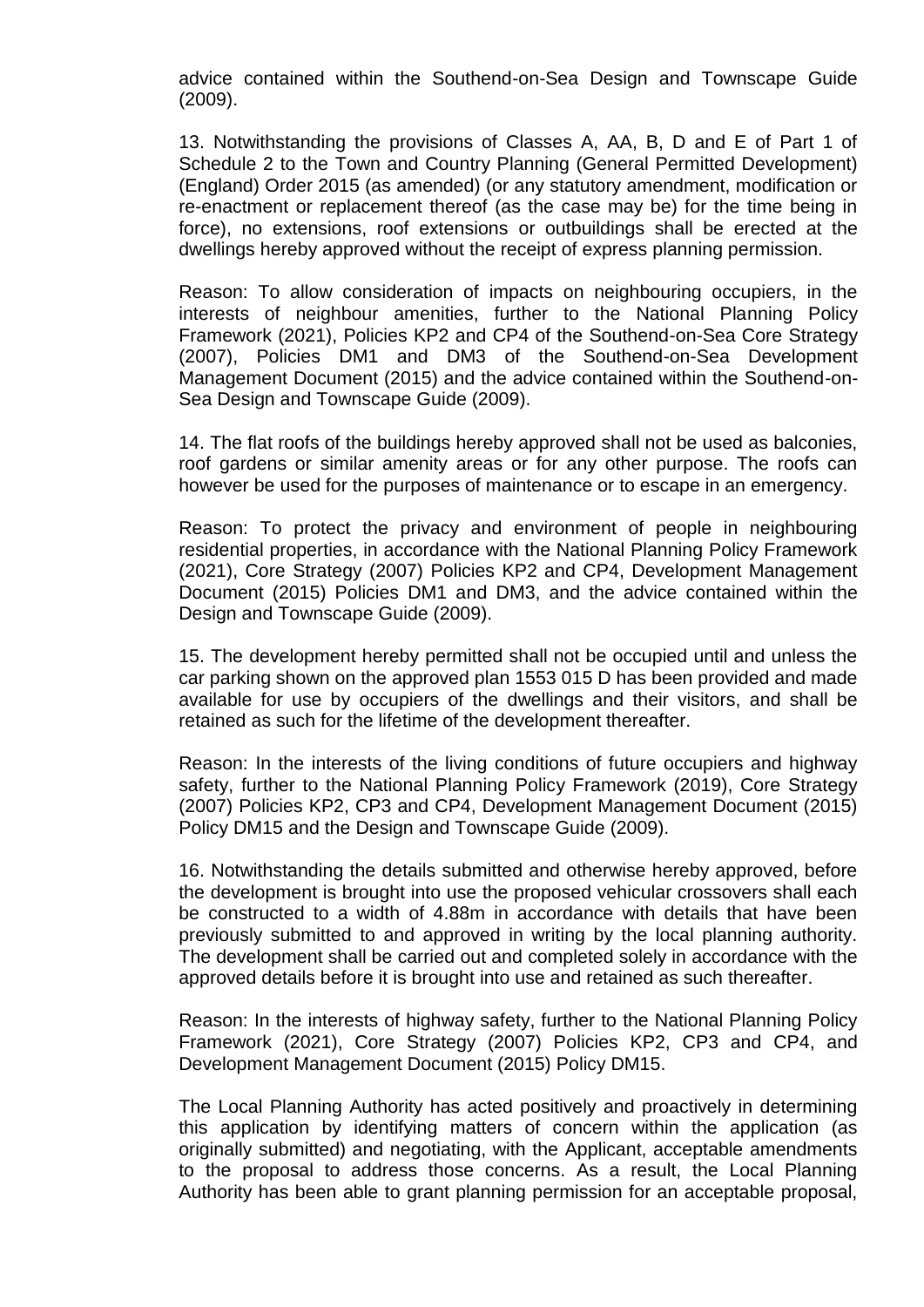advice contained within the Southend-on-Sea Design and Townscape Guide (2009).

13. Notwithstanding the provisions of Classes A, AA, B, D and E of Part 1 of Schedule 2 to the Town and Country Planning (General Permitted Development) (England) Order 2015 (as amended) (or any statutory amendment, modification or re-enactment or replacement thereof (as the case may be) for the time being in force), no extensions, roof extensions or outbuildings shall be erected at the dwellings hereby approved without the receipt of express planning permission.

Reason: To allow consideration of impacts on neighbouring occupiers, in the interests of neighbour amenities, further to the National Planning Policy Framework (2021), Policies KP2 and CP4 of the Southend-on-Sea Core Strategy (2007), Policies DM1 and DM3 of the Southend-on-Sea Development Management Document (2015) and the advice contained within the Southend-on-Sea Design and Townscape Guide (2009).

14. The flat roofs of the buildings hereby approved shall not be used as balconies, roof gardens or similar amenity areas or for any other purpose. The roofs can however be used for the purposes of maintenance or to escape in an emergency.

Reason: To protect the privacy and environment of people in neighbouring residential properties, in accordance with the National Planning Policy Framework (2021), Core Strategy (2007) Policies KP2 and CP4, Development Management Document (2015) Policies DM1 and DM3, and the advice contained within the Design and Townscape Guide (2009).

15. The development hereby permitted shall not be occupied until and unless the car parking shown on the approved plan 1553 015 D has been provided and made available for use by occupiers of the dwellings and their visitors, and shall be retained as such for the lifetime of the development thereafter.

Reason: In the interests of the living conditions of future occupiers and highway safety, further to the National Planning Policy Framework (2019), Core Strategy (2007) Policies KP2, CP3 and CP4, Development Management Document (2015) Policy DM15 and the Design and Townscape Guide (2009).

16. Notwithstanding the details submitted and otherwise hereby approved, before the development is brought into use the proposed vehicular crossovers shall each be constructed to a width of 4.88m in accordance with details that have been previously submitted to and approved in writing by the local planning authority. The development shall be carried out and completed solely in accordance with the approved details before it is brought into use and retained as such thereafter.

Reason: In the interests of highway safety, further to the National Planning Policy Framework (2021), Core Strategy (2007) Policies KP2, CP3 and CP4, and Development Management Document (2015) Policy DM15.

The Local Planning Authority has acted positively and proactively in determining this application by identifying matters of concern within the application (as originally submitted) and negotiating, with the Applicant, acceptable amendments to the proposal to address those concerns. As a result, the Local Planning Authority has been able to grant planning permission for an acceptable proposal,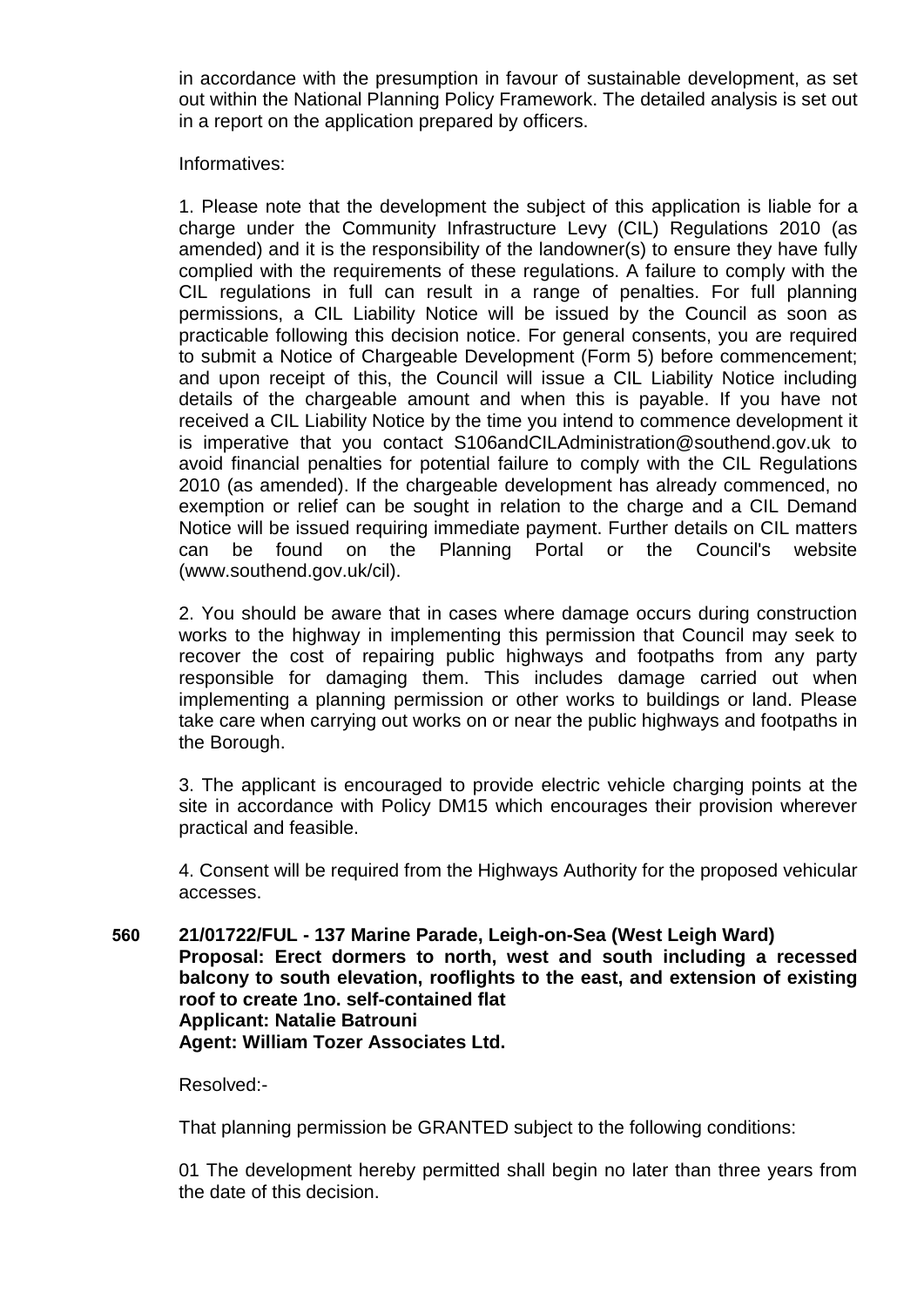in accordance with the presumption in favour of sustainable development, as set out within the National Planning Policy Framework. The detailed analysis is set out in a report on the application prepared by officers.

Informatives:

1. Please note that the development the subject of this application is liable for a charge under the Community Infrastructure Levy (CIL) Regulations 2010 (as amended) and it is the responsibility of the landowner(s) to ensure they have fully complied with the requirements of these regulations. A failure to comply with the CIL regulations in full can result in a range of penalties. For full planning permissions, a CIL Liability Notice will be issued by the Council as soon as practicable following this decision notice. For general consents, you are required to submit a Notice of Chargeable Development (Form 5) before commencement; and upon receipt of this, the Council will issue a CIL Liability Notice including details of the chargeable amount and when this is payable. If you have not received a CIL Liability Notice by the time you intend to commence development it is imperative that you contact S106andCILAdministration@southend.gov.uk to avoid financial penalties for potential failure to comply with the CIL Regulations 2010 (as amended). If the chargeable development has already commenced, no exemption or relief can be sought in relation to the charge and a CIL Demand Notice will be issued requiring immediate payment. Further details on CIL matters can be found on the Planning Portal or the Council's website (www.southend.gov.uk/cil).

2. You should be aware that in cases where damage occurs during construction works to the highway in implementing this permission that Council may seek to recover the cost of repairing public highways and footpaths from any party responsible for damaging them. This includes damage carried out when implementing a planning permission or other works to buildings or land. Please take care when carrying out works on or near the public highways and footpaths in the Borough.

3. The applicant is encouraged to provide electric vehicle charging points at the site in accordance with Policy DM15 which encourages their provision wherever practical and feasible.

4. Consent will be required from the Highways Authority for the proposed vehicular accesses.

**560 21/01722/FUL - 137 Marine Parade, Leigh-on-Sea (West Leigh Ward)**
**Proposal: Erect dormers to north, west and south including a recessed balcony to south elevation, rooflights to the east, and extension of existing roof to create 1no. self-contained flat**
**Applicant: Natalie Batrouni**
**Agent: William Tozer Associates Ltd.**

Resolved:-

That planning permission be GRANTED subject to the following conditions:

01 The development hereby permitted shall begin no later than three years from the date of this decision.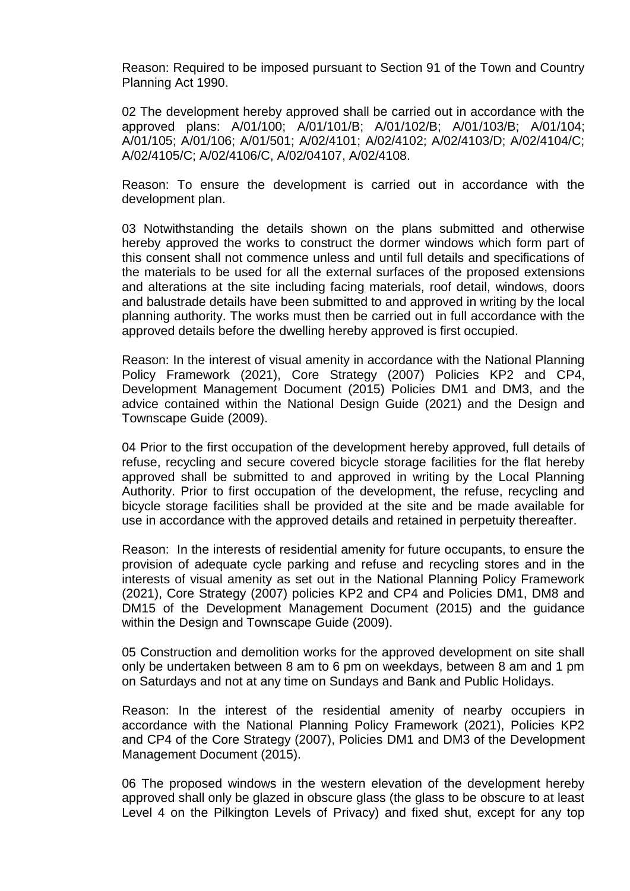Reason: Required to be imposed pursuant to Section 91 of the Town and Country Planning Act 1990.

02 The development hereby approved shall be carried out in accordance with the approved plans: A/01/100; A/01/101/B; A/01/102/B; A/01/103/B; A/01/104; A/01/105; A/01/106; A/01/501; A/02/4101; A/02/4102; A/02/4103/D; A/02/4104/C; A/02/4105/C; A/02/4106/C, A/02/04107, A/02/4108.

Reason: To ensure the development is carried out in accordance with the development plan.

03 Notwithstanding the details shown on the plans submitted and otherwise hereby approved the works to construct the dormer windows which form part of this consent shall not commence unless and until full details and specifications of the materials to be used for all the external surfaces of the proposed extensions and alterations at the site including facing materials, roof detail, windows, doors and balustrade details have been submitted to and approved in writing by the local planning authority. The works must then be carried out in full accordance with the approved details before the dwelling hereby approved is first occupied.

Reason: In the interest of visual amenity in accordance with the National Planning Policy Framework (2021), Core Strategy (2007) Policies KP2 and CP4, Development Management Document (2015) Policies DM1 and DM3, and the advice contained within the National Design Guide (2021) and the Design and Townscape Guide (2009).

04 Prior to the first occupation of the development hereby approved, full details of refuse, recycling and secure covered bicycle storage facilities for the flat hereby approved shall be submitted to and approved in writing by the Local Planning Authority. Prior to first occupation of the development, the refuse, recycling and bicycle storage facilities shall be provided at the site and be made available for use in accordance with the approved details and retained in perpetuity thereafter.

Reason: In the interests of residential amenity for future occupants, to ensure the provision of adequate cycle parking and refuse and recycling stores and in the interests of visual amenity as set out in the National Planning Policy Framework (2021), Core Strategy (2007) policies KP2 and CP4 and Policies DM1, DM8 and DM15 of the Development Management Document (2015) and the guidance within the Design and Townscape Guide (2009).

05 Construction and demolition works for the approved development on site shall only be undertaken between 8 am to 6 pm on weekdays, between 8 am and 1 pm on Saturdays and not at any time on Sundays and Bank and Public Holidays.

Reason: In the interest of the residential amenity of nearby occupiers in accordance with the National Planning Policy Framework (2021), Policies KP2 and CP4 of the Core Strategy (2007), Policies DM1 and DM3 of the Development Management Document (2015).

06 The proposed windows in the western elevation of the development hereby approved shall only be glazed in obscure glass (the glass to be obscure to at least Level 4 on the Pilkington Levels of Privacy) and fixed shut, except for any top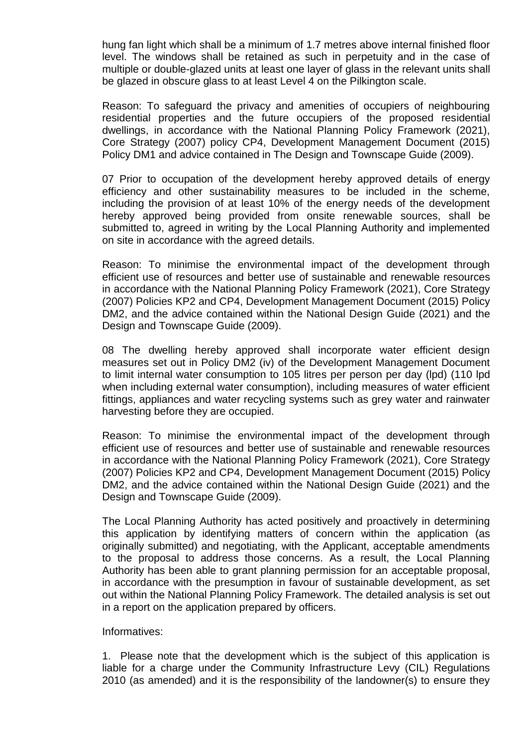hung fan light which shall be a minimum of 1.7 metres above internal finished floor level. The windows shall be retained as such in perpetuity and in the case of multiple or double-glazed units at least one layer of glass in the relevant units shall be glazed in obscure glass to at least Level 4 on the Pilkington scale.

Reason: To safeguard the privacy and amenities of occupiers of neighbouring residential properties and the future occupiers of the proposed residential dwellings, in accordance with the National Planning Policy Framework (2021), Core Strategy (2007) policy CP4, Development Management Document (2015) Policy DM1 and advice contained in The Design and Townscape Guide (2009).

07 Prior to occupation of the development hereby approved details of energy efficiency and other sustainability measures to be included in the scheme, including the provision of at least 10% of the energy needs of the development hereby approved being provided from onsite renewable sources, shall be submitted to, agreed in writing by the Local Planning Authority and implemented on site in accordance with the agreed details.

Reason: To minimise the environmental impact of the development through efficient use of resources and better use of sustainable and renewable resources in accordance with the National Planning Policy Framework (2021), Core Strategy (2007) Policies KP2 and CP4, Development Management Document (2015) Policy DM2, and the advice contained within the National Design Guide (2021) and the Design and Townscape Guide (2009).

08 The dwelling hereby approved shall incorporate water efficient design measures set out in Policy DM2 (iv) of the Development Management Document to limit internal water consumption to 105 litres per person per day (lpd) (110 lpd when including external water consumption), including measures of water efficient fittings, appliances and water recycling systems such as grey water and rainwater harvesting before they are occupied.

Reason: To minimise the environmental impact of the development through efficient use of resources and better use of sustainable and renewable resources in accordance with the National Planning Policy Framework (2021), Core Strategy (2007) Policies KP2 and CP4, Development Management Document (2015) Policy DM2, and the advice contained within the National Design Guide (2021) and the Design and Townscape Guide (2009).

The Local Planning Authority has acted positively and proactively in determining this application by identifying matters of concern within the application (as originally submitted) and negotiating, with the Applicant, acceptable amendments to the proposal to address those concerns. As a result, the Local Planning Authority has been able to grant planning permission for an acceptable proposal, in accordance with the presumption in favour of sustainable development, as set out within the National Planning Policy Framework. The detailed analysis is set out in a report on the application prepared by officers.

Informatives:

1. Please note that the development which is the subject of this application is liable for a charge under the Community Infrastructure Levy (CIL) Regulations 2010 (as amended) and it is the responsibility of the landowner(s) to ensure they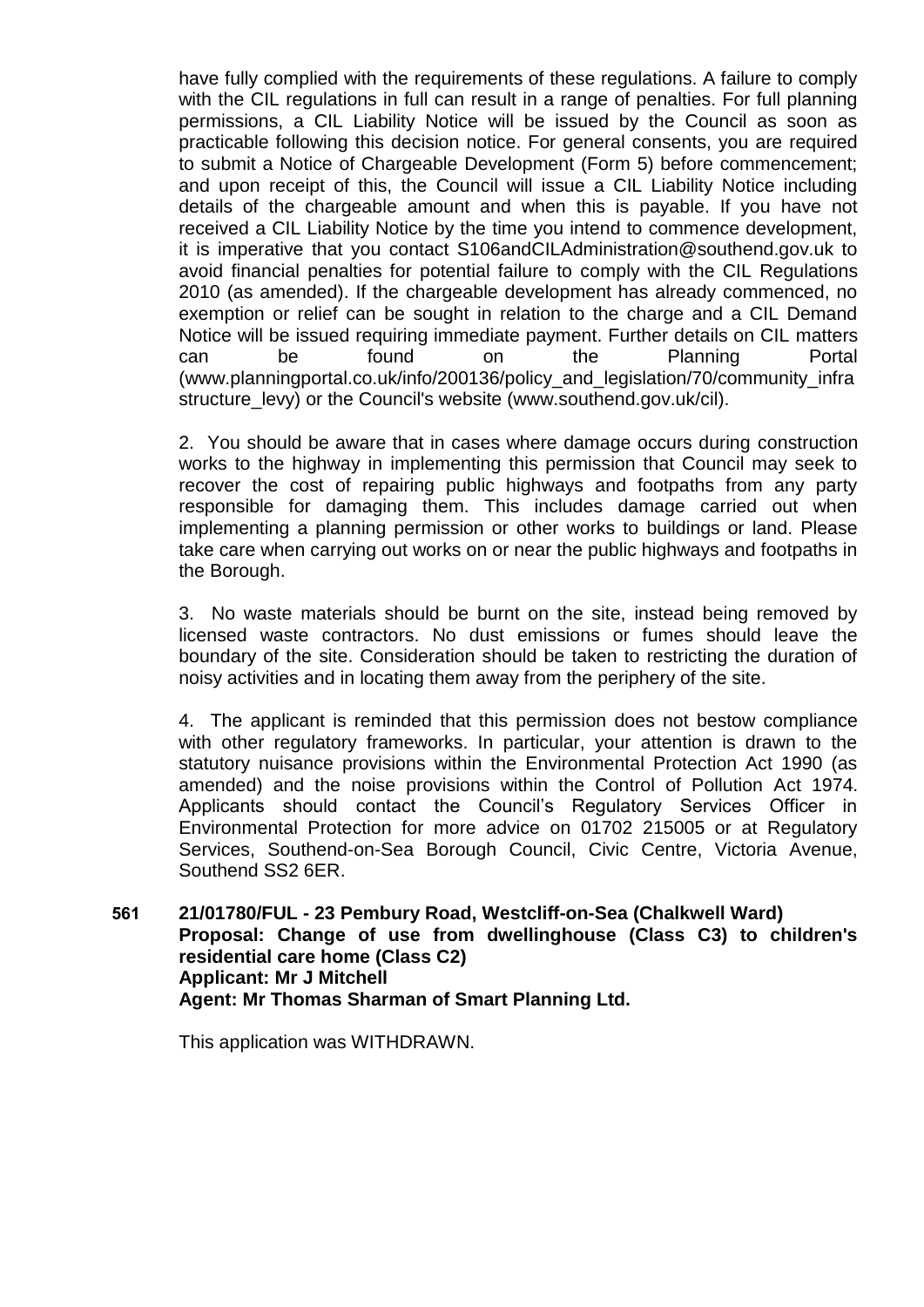have fully complied with the requirements of these regulations. A failure to comply with the CIL regulations in full can result in a range of penalties. For full planning permissions, a CIL Liability Notice will be issued by the Council as soon as practicable following this decision notice. For general consents, you are required to submit a Notice of Chargeable Development (Form 5) before commencement; and upon receipt of this, the Council will issue a CIL Liability Notice including details of the chargeable amount and when this is payable. If you have not received a CIL Liability Notice by the time you intend to commence development, it is imperative that you contact S106andCILAdministration@southend.gov.uk to avoid financial penalties for potential failure to comply with the CIL Regulations 2010 (as amended). If the chargeable development has already commenced, no exemption or relief can be sought in relation to the charge and a CIL Demand Notice will be issued requiring immediate payment. Further details on CIL matters can be found on the Planning Portal (www.planningportal.co.uk/info/200136/policy_and_legislation/70/community_infrastructure_levy) or the Council's website (www.southend.gov.uk/cil).

2. You should be aware that in cases where damage occurs during construction works to the highway in implementing this permission that Council may seek to recover the cost of repairing public highways and footpaths from any party responsible for damaging them. This includes damage carried out when implementing a planning permission or other works to buildings or land. Please take care when carrying out works on or near the public highways and footpaths in the Borough.

3. No waste materials should be burnt on the site, instead being removed by licensed waste contractors. No dust emissions or fumes should leave the boundary of the site. Consideration should be taken to restricting the duration of noisy activities and in locating them away from the periphery of the site.

4. The applicant is reminded that this permission does not bestow compliance with other regulatory frameworks. In particular, your attention is drawn to the statutory nuisance provisions within the Environmental Protection Act 1990 (as amended) and the noise provisions within the Control of Pollution Act 1974. Applicants should contact the Council's Regulatory Services Officer in Environmental Protection for more advice on 01702 215005 or at Regulatory Services, Southend-on-Sea Borough Council, Civic Centre, Victoria Avenue, Southend SS2 6ER.

**561 21/01780/FUL - 23 Pembury Road, Westcliff-on-Sea (Chalkwell Ward)**
**Proposal: Change of use from dwellinghouse (Class C3) to children's residential care home (Class C2)**
**Applicant: Mr J Mitchell**
**Agent: Mr Thomas Sharman of Smart Planning Ltd.**

This application was WITHDRAWN.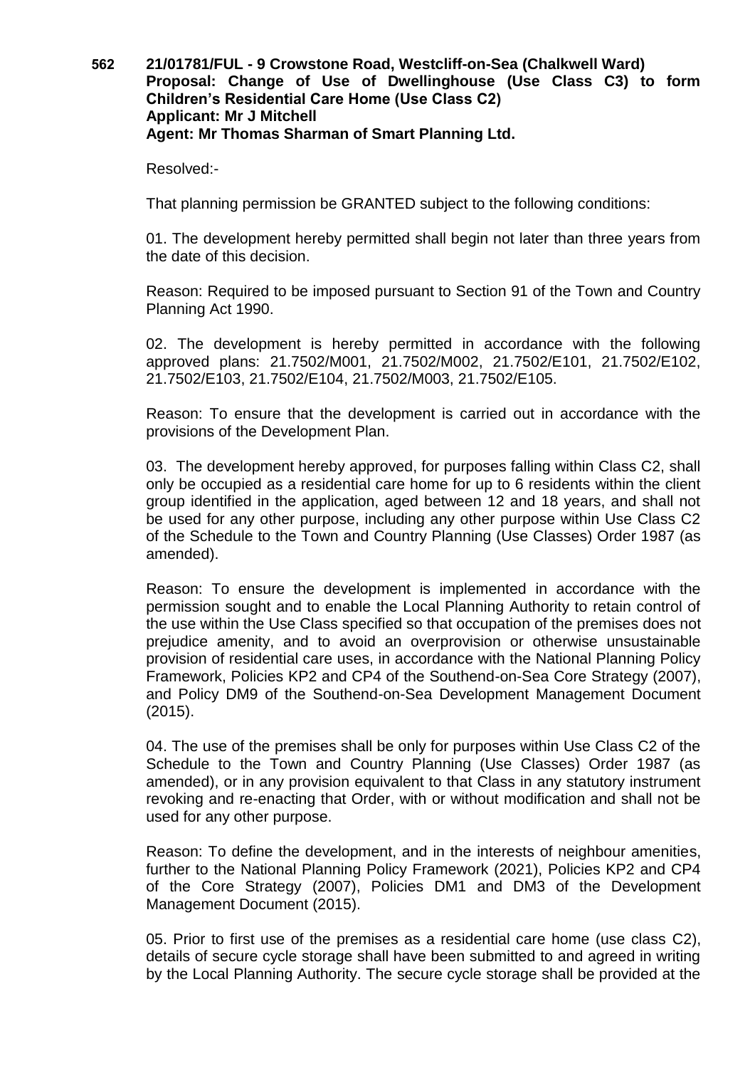**562 21/01781/FUL - 9 Crowstone Road, Westcliff-on-Sea (Chalkwell Ward)**
**Proposal: Change of Use of Dwellinghouse (Use Class C3) to form Children's Residential Care Home (Use Class C2)**
**Applicant: Mr J Mitchell**
**Agent: Mr Thomas Sharman of Smart Planning Ltd.**

Resolved:-

That planning permission be GRANTED subject to the following conditions:

01. The development hereby permitted shall begin not later than three years from the date of this decision.

Reason: Required to be imposed pursuant to Section 91 of the Town and Country Planning Act 1990.

02. The development is hereby permitted in accordance with the following approved plans: 21.7502/M001, 21.7502/M002, 21.7502/E101, 21.7502/E102, 21.7502/E103, 21.7502/E104, 21.7502/M003, 21.7502/E105.

Reason: To ensure that the development is carried out in accordance with the provisions of the Development Plan.

03. The development hereby approved, for purposes falling within Class C2, shall only be occupied as a residential care home for up to 6 residents within the client group identified in the application, aged between 12 and 18 years, and shall not be used for any other purpose, including any other purpose within Use Class C2 of the Schedule to the Town and Country Planning (Use Classes) Order 1987 (as amended).

Reason: To ensure the development is implemented in accordance with the permission sought and to enable the Local Planning Authority to retain control of the use within the Use Class specified so that occupation of the premises does not prejudice amenity, and to avoid an overprovision or otherwise unsustainable provision of residential care uses, in accordance with the National Planning Policy Framework, Policies KP2 and CP4 of the Southend-on-Sea Core Strategy (2007), and Policy DM9 of the Southend-on-Sea Development Management Document (2015).

04. The use of the premises shall be only for purposes within Use Class C2 of the Schedule to the Town and Country Planning (Use Classes) Order 1987 (as amended), or in any provision equivalent to that Class in any statutory instrument revoking and re-enacting that Order, with or without modification and shall not be used for any other purpose.

Reason: To define the development, and in the interests of neighbour amenities, further to the National Planning Policy Framework (2021), Policies KP2 and CP4 of the Core Strategy (2007), Policies DM1 and DM3 of the Development Management Document (2015).

05. Prior to first use of the premises as a residential care home (use class C2), details of secure cycle storage shall have been submitted to and agreed in writing by the Local Planning Authority. The secure cycle storage shall be provided at the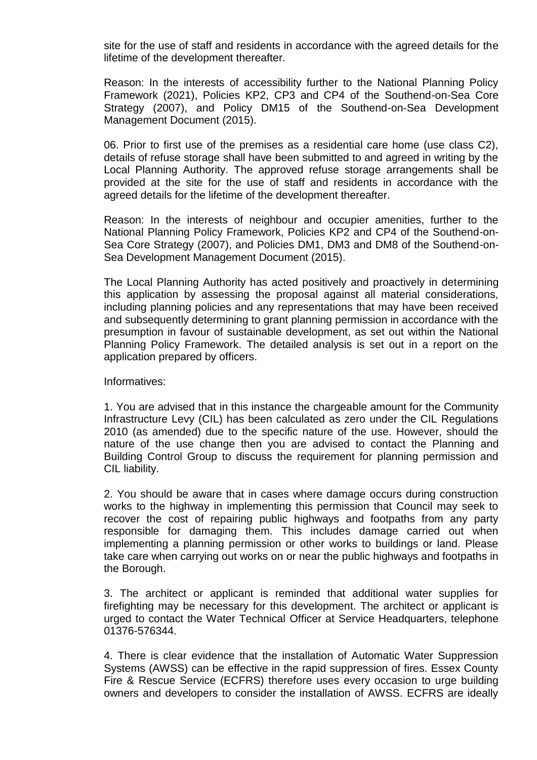site for the use of staff and residents in accordance with the agreed details for the lifetime of the development thereafter.

Reason: In the interests of accessibility further to the National Planning Policy Framework (2021), Policies KP2, CP3 and CP4 of the Southend-on-Sea Core Strategy (2007), and Policy DM15 of the Southend-on-Sea Development Management Document (2015).

06. Prior to first use of the premises as a residential care home (use class C2), details of refuse storage shall have been submitted to and agreed in writing by the Local Planning Authority. The approved refuse storage arrangements shall be provided at the site for the use of staff and residents in accordance with the agreed details for the lifetime of the development thereafter.

Reason: In the interests of neighbour and occupier amenities, further to the National Planning Policy Framework, Policies KP2 and CP4 of the Southend-on-Sea Core Strategy (2007), and Policies DM1, DM3 and DM8 of the Southend-on-Sea Development Management Document (2015).

The Local Planning Authority has acted positively and proactively in determining this application by assessing the proposal against all material considerations, including planning policies and any representations that may have been received and subsequently determining to grant planning permission in accordance with the presumption in favour of sustainable development, as set out within the National Planning Policy Framework. The detailed analysis is set out in a report on the application prepared by officers.

Informatives:

1. You are advised that in this instance the chargeable amount for the Community Infrastructure Levy (CIL) has been calculated as zero under the CIL Regulations 2010 (as amended) due to the specific nature of the use. However, should the nature of the use change then you are advised to contact the Planning and Building Control Group to discuss the requirement for planning permission and CIL liability.

2. You should be aware that in cases where damage occurs during construction works to the highway in implementing this permission that Council may seek to recover the cost of repairing public highways and footpaths from any party responsible for damaging them. This includes damage carried out when implementing a planning permission or other works to buildings or land. Please take care when carrying out works on or near the public highways and footpaths in the Borough.

3. The architect or applicant is reminded that additional water supplies for firefighting may be necessary for this development. The architect or applicant is urged to contact the Water Technical Officer at Service Headquarters, telephone 01376-576344.

4. There is clear evidence that the installation of Automatic Water Suppression Systems (AWSS) can be effective in the rapid suppression of fires. Essex County Fire & Rescue Service (ECFRS) therefore uses every occasion to urge building owners and developers to consider the installation of AWSS. ECFRS are ideally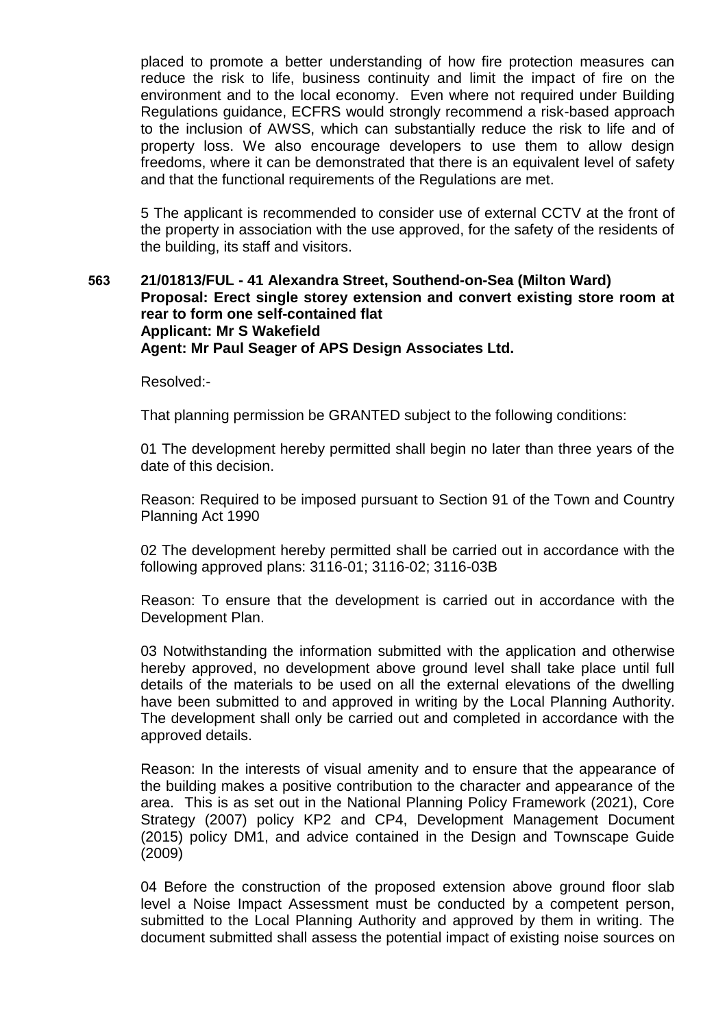placed to promote a better understanding of how fire protection measures can reduce the risk to life, business continuity and limit the impact of fire on the environment and to the local economy. Even where not required under Building Regulations guidance, ECFRS would strongly recommend a risk-based approach to the inclusion of AWSS, which can substantially reduce the risk to life and of property loss. We also encourage developers to use them to allow design freedoms, where it can be demonstrated that there is an equivalent level of safety and that the functional requirements of the Regulations are met.

5 The applicant is recommended to consider use of external CCTV at the front of the property in association with the use approved, for the safety of the residents of the building, its staff and visitors.

**563 21/01813/FUL - 41 Alexandra Street, Southend-on-Sea (Milton Ward)**
**Proposal: Erect single storey extension and convert existing store room at rear to form one self-contained flat**
**Applicant: Mr S Wakefield**
**Agent: Mr Paul Seager of APS Design Associates Ltd.**

Resolved:-

That planning permission be GRANTED subject to the following conditions:

01 The development hereby permitted shall begin no later than three years of the date of this decision.

Reason: Required to be imposed pursuant to Section 91 of the Town and Country Planning Act 1990

02 The development hereby permitted shall be carried out in accordance with the following approved plans: 3116-01; 3116-02; 3116-03B

Reason: To ensure that the development is carried out in accordance with the Development Plan.

03 Notwithstanding the information submitted with the application and otherwise hereby approved, no development above ground level shall take place until full details of the materials to be used on all the external elevations of the dwelling have been submitted to and approved in writing by the Local Planning Authority. The development shall only be carried out and completed in accordance with the approved details.

Reason: In the interests of visual amenity and to ensure that the appearance of the building makes a positive contribution to the character and appearance of the area. This is as set out in the National Planning Policy Framework (2021), Core Strategy (2007) policy KP2 and CP4, Development Management Document (2015) policy DM1, and advice contained in the Design and Townscape Guide (2009)

04 Before the construction of the proposed extension above ground floor slab level a Noise Impact Assessment must be conducted by a competent person, submitted to the Local Planning Authority and approved by them in writing. The document submitted shall assess the potential impact of existing noise sources on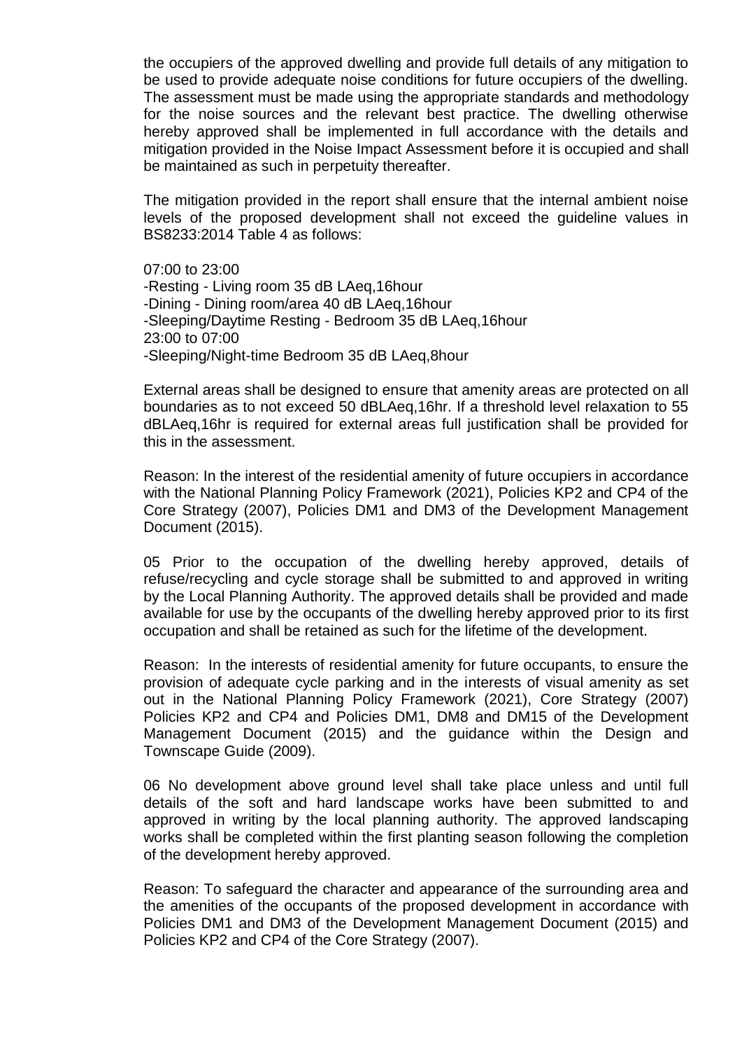the occupiers of the approved dwelling and provide full details of any mitigation to be used to provide adequate noise conditions for future occupiers of the dwelling. The assessment must be made using the appropriate standards and methodology for the noise sources and the relevant best practice. The dwelling otherwise hereby approved shall be implemented in full accordance with the details and mitigation provided in the Noise Impact Assessment before it is occupied and shall be maintained as such in perpetuity thereafter.

The mitigation provided in the report shall ensure that the internal ambient noise levels of the proposed development shall not exceed the guideline values in BS8233:2014 Table 4 as follows:

07:00 to 23:00
-Resting - Living room 35 dB LAeq,16hour
-Dining - Dining room/area 40 dB LAeq,16hour
-Sleeping/Daytime Resting - Bedroom 35 dB LAeq,16hour
23:00 to 07:00
-Sleeping/Night-time Bedroom 35 dB LAeq,8hour

External areas shall be designed to ensure that amenity areas are protected on all boundaries as to not exceed 50 dBLAeq,16hr. If a threshold level relaxation to 55 dBLAeq,16hr is required for external areas full justification shall be provided for this in the assessment.

Reason: In the interest of the residential amenity of future occupiers in accordance with the National Planning Policy Framework (2021), Policies KP2 and CP4 of the Core Strategy (2007), Policies DM1 and DM3 of the Development Management Document (2015).

05 Prior to the occupation of the dwelling hereby approved, details of refuse/recycling and cycle storage shall be submitted to and approved in writing by the Local Planning Authority. The approved details shall be provided and made available for use by the occupants of the dwelling hereby approved prior to its first occupation and shall be retained as such for the lifetime of the development.

Reason: In the interests of residential amenity for future occupants, to ensure the provision of adequate cycle parking and in the interests of visual amenity as set out in the National Planning Policy Framework (2021), Core Strategy (2007) Policies KP2 and CP4 and Policies DM1, DM8 and DM15 of the Development Management Document (2015) and the guidance within the Design and Townscape Guide (2009).

06 No development above ground level shall take place unless and until full details of the soft and hard landscape works have been submitted to and approved in writing by the local planning authority. The approved landscaping works shall be completed within the first planting season following the completion of the development hereby approved.

Reason: To safeguard the character and appearance of the surrounding area and the amenities of the occupants of the proposed development in accordance with Policies DM1 and DM3 of the Development Management Document (2015) and Policies KP2 and CP4 of the Core Strategy (2007).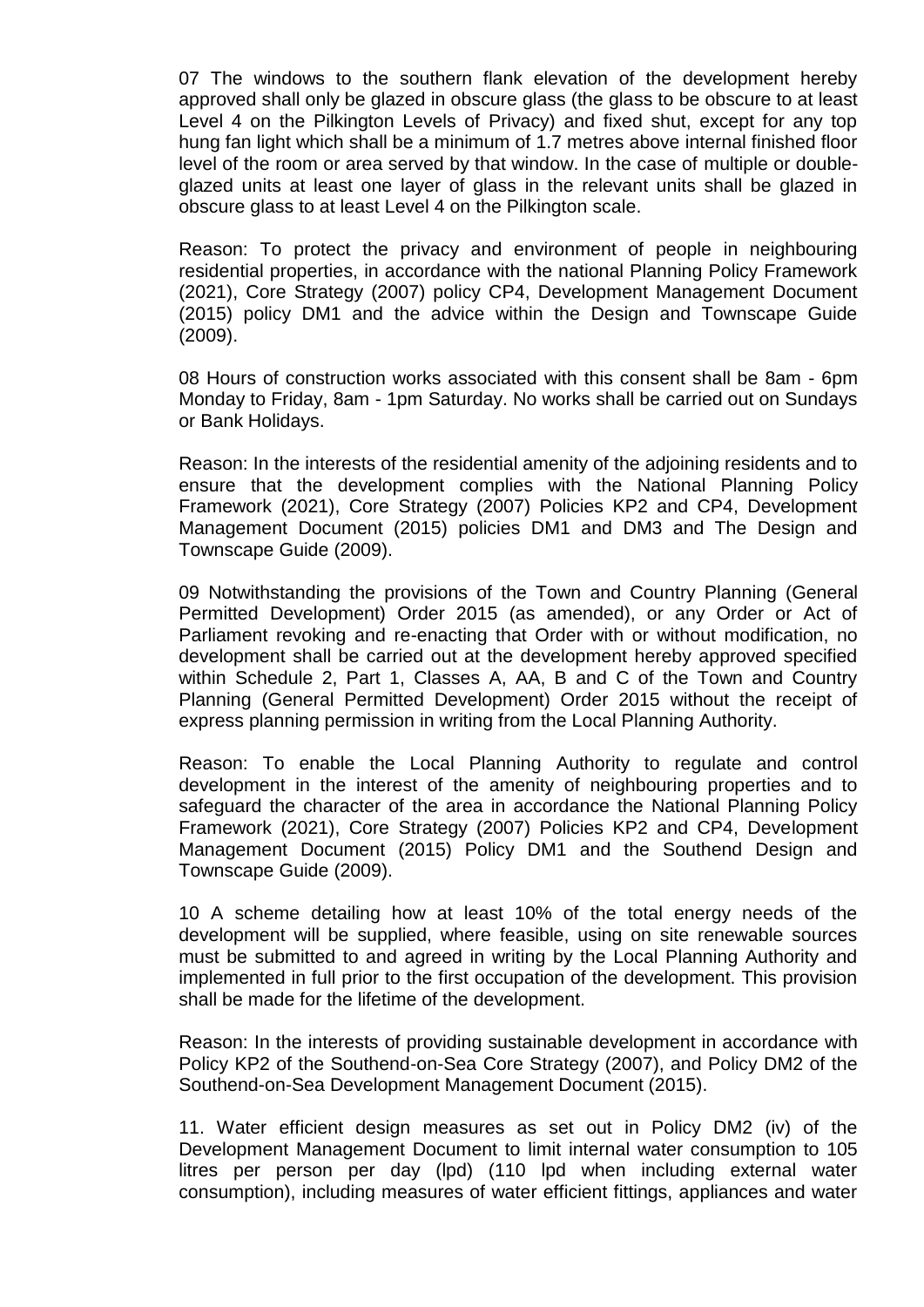07 The windows to the southern flank elevation of the development hereby approved shall only be glazed in obscure glass (the glass to be obscure to at least Level 4 on the Pilkington Levels of Privacy) and fixed shut, except for any top hung fan light which shall be a minimum of 1.7 metres above internal finished floor level of the room or area served by that window. In the case of multiple or double-glazed units at least one layer of glass in the relevant units shall be glazed in obscure glass to at least Level 4 on the Pilkington scale.

Reason: To protect the privacy and environment of people in neighbouring residential properties, in accordance with the national Planning Policy Framework (2021), Core Strategy (2007) policy CP4, Development Management Document (2015) policy DM1 and the advice within the Design and Townscape Guide (2009).

08 Hours of construction works associated with this consent shall be 8am - 6pm Monday to Friday, 8am - 1pm Saturday. No works shall be carried out on Sundays or Bank Holidays.

Reason: In the interests of the residential amenity of the adjoining residents and to ensure that the development complies with the National Planning Policy Framework (2021), Core Strategy (2007) Policies KP2 and CP4, Development Management Document (2015) policies DM1 and DM3 and The Design and Townscape Guide (2009).

09 Notwithstanding the provisions of the Town and Country Planning (General Permitted Development) Order 2015 (as amended), or any Order or Act of Parliament revoking and re-enacting that Order with or without modification, no development shall be carried out at the development hereby approved specified within Schedule 2, Part 1, Classes A, AA, B and C of the Town and Country Planning (General Permitted Development) Order 2015 without the receipt of express planning permission in writing from the Local Planning Authority.

Reason: To enable the Local Planning Authority to regulate and control development in the interest of the amenity of neighbouring properties and to safeguard the character of the area in accordance the National Planning Policy Framework (2021), Core Strategy (2007) Policies KP2 and CP4, Development Management Document (2015) Policy DM1 and the Southend Design and Townscape Guide (2009).

10 A scheme detailing how at least 10% of the total energy needs of the development will be supplied, where feasible, using on site renewable sources must be submitted to and agreed in writing by the Local Planning Authority and implemented in full prior to the first occupation of the development. This provision shall be made for the lifetime of the development.

Reason: In the interests of providing sustainable development in accordance with Policy KP2 of the Southend-on-Sea Core Strategy (2007), and Policy DM2 of the Southend-on-Sea Development Management Document (2015).

11. Water efficient design measures as set out in Policy DM2 (iv) of the Development Management Document to limit internal water consumption to 105 litres per person per day (lpd) (110 lpd when including external water consumption), including measures of water efficient fittings, appliances and water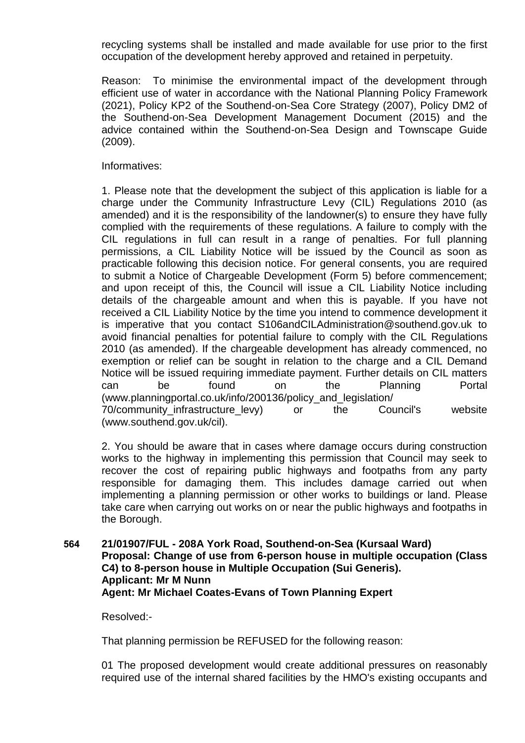recycling systems shall be installed and made available for use prior to the first occupation of the development hereby approved and retained in perpetuity.

Reason: To minimise the environmental impact of the development through efficient use of water in accordance with the National Planning Policy Framework (2021), Policy KP2 of the Southend-on-Sea Core Strategy (2007), Policy DM2 of the Southend-on-Sea Development Management Document (2015) and the advice contained within the Southend-on-Sea Design and Townscape Guide (2009).

Informatives:

1. Please note that the development the subject of this application is liable for a charge under the Community Infrastructure Levy (CIL) Regulations 2010 (as amended) and it is the responsibility of the landowner(s) to ensure they have fully complied with the requirements of these regulations. A failure to comply with the CIL regulations in full can result in a range of penalties. For full planning permissions, a CIL Liability Notice will be issued by the Council as soon as practicable following this decision notice. For general consents, you are required to submit a Notice of Chargeable Development (Form 5) before commencement; and upon receipt of this, the Council will issue a CIL Liability Notice including details of the chargeable amount and when this is payable. If you have not received a CIL Liability Notice by the time you intend to commence development it is imperative that you contact S106andCILAdministration@southend.gov.uk to avoid financial penalties for potential failure to comply with the CIL Regulations 2010 (as amended). If the chargeable development has already commenced, no exemption or relief can be sought in relation to the charge and a CIL Demand Notice will be issued requiring immediate payment. Further details on CIL matters can be found on the Planning Portal (www.planningportal.co.uk/info/200136/policy_and_legislation/70/community_infrastructure_levy) or the Council's website (www.southend.gov.uk/cil).

2. You should be aware that in cases where damage occurs during construction works to the highway in implementing this permission that Council may seek to recover the cost of repairing public highways and footpaths from any party responsible for damaging them. This includes damage carried out when implementing a planning permission or other works to buildings or land. Please take care when carrying out works on or near the public highways and footpaths in the Borough.

**564 21/01907/FUL - 208A York Road, Southend-on-Sea (Kursaal Ward)**
**Proposal: Change of use from 6-person house in multiple occupation (Class C4) to 8-person house in Multiple Occupation (Sui Generis).**
**Applicant: Mr M Nunn**
**Agent: Mr Michael Coates-Evans of Town Planning Expert**

Resolved:-

That planning permission be REFUSED for the following reason:

01 The proposed development would create additional pressures on reasonably required use of the internal shared facilities by the HMO's existing occupants and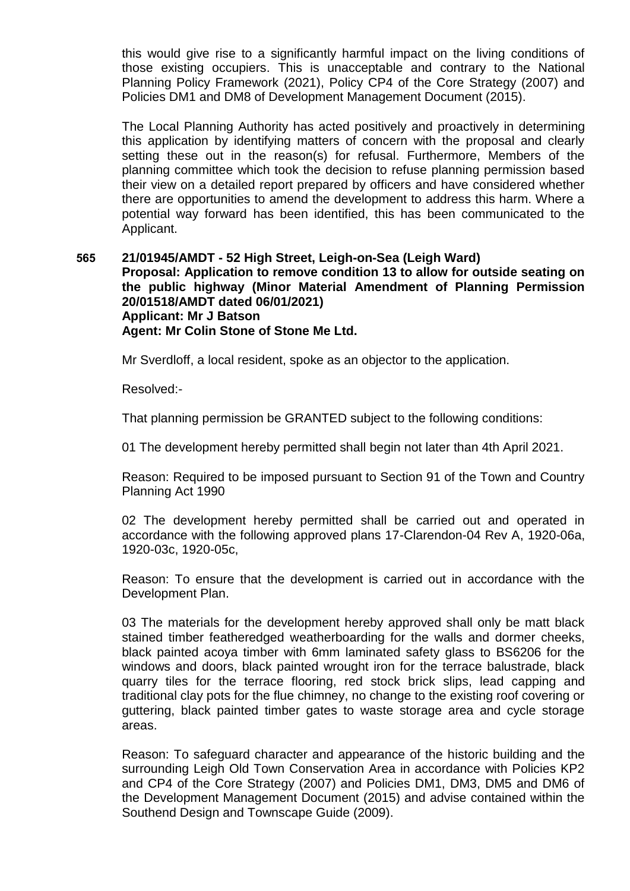this would give rise to a significantly harmful impact on the living conditions of those existing occupiers. This is unacceptable and contrary to the National Planning Policy Framework (2021), Policy CP4 of the Core Strategy (2007) and Policies DM1 and DM8 of Development Management Document (2015).

The Local Planning Authority has acted positively and proactively in determining this application by identifying matters of concern with the proposal and clearly setting these out in the reason(s) for refusal. Furthermore, Members of the planning committee which took the decision to refuse planning permission based their view on a detailed report prepared by officers and have considered whether there are opportunities to amend the development to address this harm. Where a potential way forward has been identified, this has been communicated to the Applicant.

**565 21/01945/AMDT - 52 High Street, Leigh-on-Sea (Leigh Ward)**
**Proposal: Application to remove condition 13 to allow for outside seating on the public highway (Minor Material Amendment of Planning Permission 20/01518/AMDT dated 06/01/2021)**
**Applicant: Mr J Batson**
**Agent: Mr Colin Stone of Stone Me Ltd.**

Mr Sverdloff, a local resident, spoke as an objector to the application.

Resolved:-

That planning permission be GRANTED subject to the following conditions:

01 The development hereby permitted shall begin not later than 4th April 2021.

Reason: Required to be imposed pursuant to Section 91 of the Town and Country Planning Act 1990

02 The development hereby permitted shall be carried out and operated in accordance with the following approved plans 17-Clarendon-04 Rev A, 1920-06a, 1920-03c, 1920-05c,

Reason: To ensure that the development is carried out in accordance with the Development Plan.

03 The materials for the development hereby approved shall only be matt black stained timber featheredged weatherboarding for the walls and dormer cheeks, black painted acoya timber with 6mm laminated safety glass to BS6206 for the windows and doors, black painted wrought iron for the terrace balustrade, black quarry tiles for the terrace flooring, red stock brick slips, lead capping and traditional clay pots for the flue chimney, no change to the existing roof covering or guttering, black painted timber gates to waste storage area and cycle storage areas.

Reason: To safeguard character and appearance of the historic building and the surrounding Leigh Old Town Conservation Area in accordance with Policies KP2 and CP4 of the Core Strategy (2007) and Policies DM1, DM3, DM5 and DM6 of the Development Management Document (2015) and advise contained within the Southend Design and Townscape Guide (2009).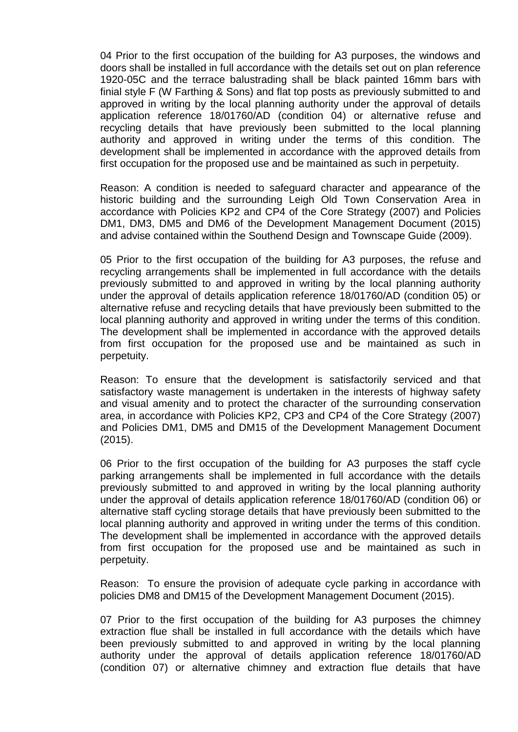04 Prior to the first occupation of the building for A3 purposes, the windows and doors shall be installed in full accordance with the details set out on plan reference 1920-05C and the terrace balustrading shall be black painted 16mm bars with finial style F (W Farthing & Sons) and flat top posts as previously submitted to and approved in writing by the local planning authority under the approval of details application reference 18/01760/AD (condition 04) or alternative refuse and recycling details that have previously been submitted to the local planning authority and approved in writing under the terms of this condition. The development shall be implemented in accordance with the approved details from first occupation for the proposed use and be maintained as such in perpetuity.

Reason: A condition is needed to safeguard character and appearance of the historic building and the surrounding Leigh Old Town Conservation Area in accordance with Policies KP2 and CP4 of the Core Strategy (2007) and Policies DM1, DM3, DM5 and DM6 of the Development Management Document (2015) and advise contained within the Southend Design and Townscape Guide (2009).

05 Prior to the first occupation of the building for A3 purposes, the refuse and recycling arrangements shall be implemented in full accordance with the details previously submitted to and approved in writing by the local planning authority under the approval of details application reference 18/01760/AD (condition 05) or alternative refuse and recycling details that have previously been submitted to the local planning authority and approved in writing under the terms of this condition. The development shall be implemented in accordance with the approved details from first occupation for the proposed use and be maintained as such in perpetuity.

Reason: To ensure that the development is satisfactorily serviced and that satisfactory waste management is undertaken in the interests of highway safety and visual amenity and to protect the character of the surrounding conservation area, in accordance with Policies KP2, CP3 and CP4 of the Core Strategy (2007) and Policies DM1, DM5 and DM15 of the Development Management Document (2015).

06 Prior to the first occupation of the building for A3 purposes the staff cycle parking arrangements shall be implemented in full accordance with the details previously submitted to and approved in writing by the local planning authority under the approval of details application reference 18/01760/AD (condition 06) or alternative staff cycling storage details that have previously been submitted to the local planning authority and approved in writing under the terms of this condition. The development shall be implemented in accordance with the approved details from first occupation for the proposed use and be maintained as such in perpetuity.

Reason: To ensure the provision of adequate cycle parking in accordance with policies DM8 and DM15 of the Development Management Document (2015).

07 Prior to the first occupation of the building for A3 purposes the chimney extraction flue shall be installed in full accordance with the details which have been previously submitted to and approved in writing by the local planning authority under the approval of details application reference 18/01760/AD (condition 07) or alternative chimney and extraction flue details that have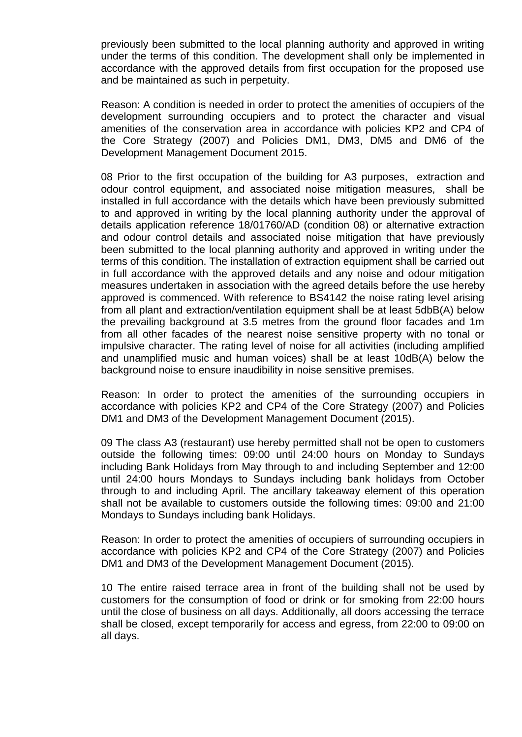previously been submitted to the local planning authority and approved in writing under the terms of this condition. The development shall only be implemented in accordance with the approved details from first occupation for the proposed use and be maintained as such in perpetuity.

Reason: A condition is needed in order to protect the amenities of occupiers of the development surrounding occupiers and to protect the character and visual amenities of the conservation area in accordance with policies KP2 and CP4 of the Core Strategy (2007) and Policies DM1, DM3, DM5 and DM6 of the Development Management Document 2015.

08 Prior to the first occupation of the building for A3 purposes, extraction and odour control equipment, and associated noise mitigation measures, shall be installed in full accordance with the details which have been previously submitted to and approved in writing by the local planning authority under the approval of details application reference 18/01760/AD (condition 08) or alternative extraction and odour control details and associated noise mitigation that have previously been submitted to the local planning authority and approved in writing under the terms of this condition. The installation of extraction equipment shall be carried out in full accordance with the approved details and any noise and odour mitigation measures undertaken in association with the agreed details before the use hereby approved is commenced. With reference to BS4142 the noise rating level arising from all plant and extraction/ventilation equipment shall be at least 5dbB(A) below the prevailing background at 3.5 metres from the ground floor facades and 1m from all other facades of the nearest noise sensitive property with no tonal or impulsive character. The rating level of noise for all activities (including amplified and unamplified music and human voices) shall be at least 10dB(A) below the background noise to ensure inaudibility in noise sensitive premises.

Reason: In order to protect the amenities of the surrounding occupiers in accordance with policies KP2 and CP4 of the Core Strategy (2007) and Policies DM1 and DM3 of the Development Management Document (2015).

09 The class A3 (restaurant) use hereby permitted shall not be open to customers outside the following times: 09:00 until 24:00 hours on Monday to Sundays including Bank Holidays from May through to and including September and 12:00 until 24:00 hours Mondays to Sundays including bank holidays from October through to and including April. The ancillary takeaway element of this operation shall not be available to customers outside the following times: 09:00 and 21:00 Mondays to Sundays including bank Holidays.

Reason: In order to protect the amenities of occupiers of surrounding occupiers in accordance with policies KP2 and CP4 of the Core Strategy (2007) and Policies DM1 and DM3 of the Development Management Document (2015).

10 The entire raised terrace area in front of the building shall not be used by customers for the consumption of food or drink or for smoking from 22:00 hours until the close of business on all days. Additionally, all doors accessing the terrace shall be closed, except temporarily for access and egress, from 22:00 to 09:00 on all days.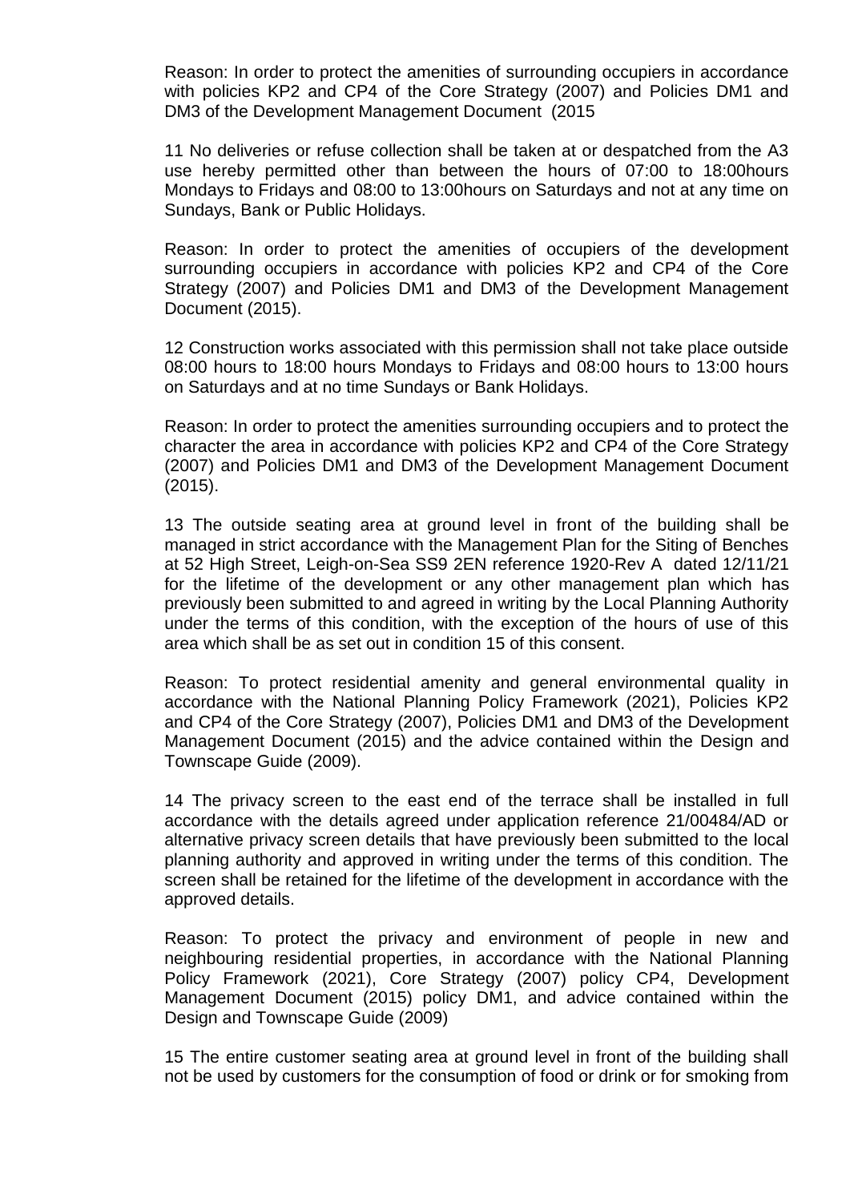Reason: In order to protect the amenities of surrounding occupiers in accordance with policies KP2 and CP4 of the Core Strategy (2007) and Policies DM1 and DM3 of the Development Management Document (2015

11 No deliveries or refuse collection shall be taken at or despatched from the A3 use hereby permitted other than between the hours of 07:00 to 18:00hours Mondays to Fridays and 08:00 to 13:00hours on Saturdays and not at any time on Sundays, Bank or Public Holidays.

Reason: In order to protect the amenities of occupiers of the development surrounding occupiers in accordance with policies KP2 and CP4 of the Core Strategy (2007) and Policies DM1 and DM3 of the Development Management Document (2015).

12 Construction works associated with this permission shall not take place outside 08:00 hours to 18:00 hours Mondays to Fridays and 08:00 hours to 13:00 hours on Saturdays and at no time Sundays or Bank Holidays.

Reason: In order to protect the amenities surrounding occupiers and to protect the character the area in accordance with policies KP2 and CP4 of the Core Strategy (2007) and Policies DM1 and DM3 of the Development Management Document (2015).

13 The outside seating area at ground level in front of the building shall be managed in strict accordance with the Management Plan for the Siting of Benches at 52 High Street, Leigh-on-Sea SS9 2EN reference 1920-Rev A dated 12/11/21 for the lifetime of the development or any other management plan which has previously been submitted to and agreed in writing by the Local Planning Authority under the terms of this condition, with the exception of the hours of use of this area which shall be as set out in condition 15 of this consent.

Reason: To protect residential amenity and general environmental quality in accordance with the National Planning Policy Framework (2021), Policies KP2 and CP4 of the Core Strategy (2007), Policies DM1 and DM3 of the Development Management Document (2015) and the advice contained within the Design and Townscape Guide (2009).

14 The privacy screen to the east end of the terrace shall be installed in full accordance with the details agreed under application reference 21/00484/AD or alternative privacy screen details that have previously been submitted to the local planning authority and approved in writing under the terms of this condition. The screen shall be retained for the lifetime of the development in accordance with the approved details.

Reason: To protect the privacy and environment of people in new and neighbouring residential properties, in accordance with the National Planning Policy Framework (2021), Core Strategy (2007) policy CP4, Development Management Document (2015) policy DM1, and advice contained within the Design and Townscape Guide (2009)

15 The entire customer seating area at ground level in front of the building shall not be used by customers for the consumption of food or drink or for smoking from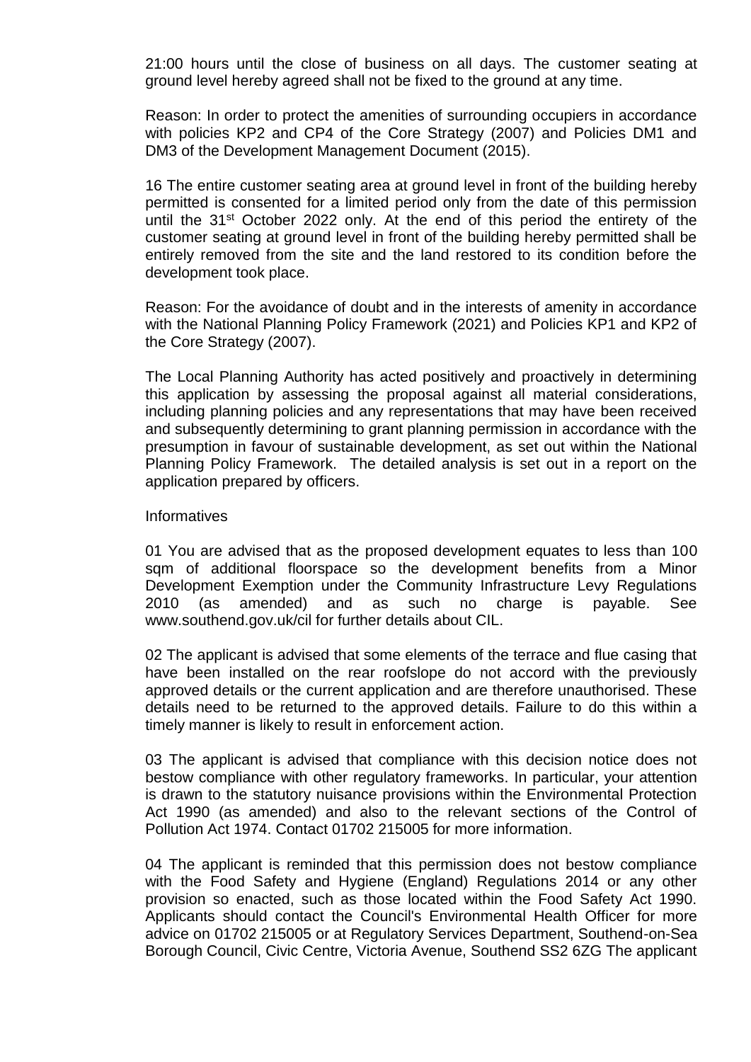21:00 hours until the close of business on all days. The customer seating at ground level hereby agreed shall not be fixed to the ground at any time.

Reason: In order to protect the amenities of surrounding occupiers in accordance with policies KP2 and CP4 of the Core Strategy (2007) and Policies DM1 and DM3 of the Development Management Document (2015).

16 The entire customer seating area at ground level in front of the building hereby permitted is consented for a limited period only from the date of this permission until the 31st October 2022 only. At the end of this period the entirety of the customer seating at ground level in front of the building hereby permitted shall be entirely removed from the site and the land restored to its condition before the development took place.

Reason: For the avoidance of doubt and in the interests of amenity in accordance with the National Planning Policy Framework (2021) and Policies KP1 and KP2 of the Core Strategy (2007).

The Local Planning Authority has acted positively and proactively in determining this application by assessing the proposal against all material considerations, including planning policies and any representations that may have been received and subsequently determining to grant planning permission in accordance with the presumption in favour of sustainable development, as set out within the National Planning Policy Framework. The detailed analysis is set out in a report on the application prepared by officers.

Informatives

01 You are advised that as the proposed development equates to less than 100 sqm of additional floorspace so the development benefits from a Minor Development Exemption under the Community Infrastructure Levy Regulations 2010 (as amended) and as such no charge is payable. See www.southend.gov.uk/cil for further details about CIL.

02 The applicant is advised that some elements of the terrace and flue casing that have been installed on the rear roofslope do not accord with the previously approved details or the current application and are therefore unauthorised. These details need to be returned to the approved details. Failure to do this within a timely manner is likely to result in enforcement action.

03 The applicant is advised that compliance with this decision notice does not bestow compliance with other regulatory frameworks. In particular, your attention is drawn to the statutory nuisance provisions within the Environmental Protection Act 1990 (as amended) and also to the relevant sections of the Control of Pollution Act 1974. Contact 01702 215005 for more information.

04 The applicant is reminded that this permission does not bestow compliance with the Food Safety and Hygiene (England) Regulations 2014 or any other provision so enacted, such as those located within the Food Safety Act 1990. Applicants should contact the Council's Environmental Health Officer for more advice on 01702 215005 or at Regulatory Services Department, Southend-on-Sea Borough Council, Civic Centre, Victoria Avenue, Southend SS2 6ZG The applicant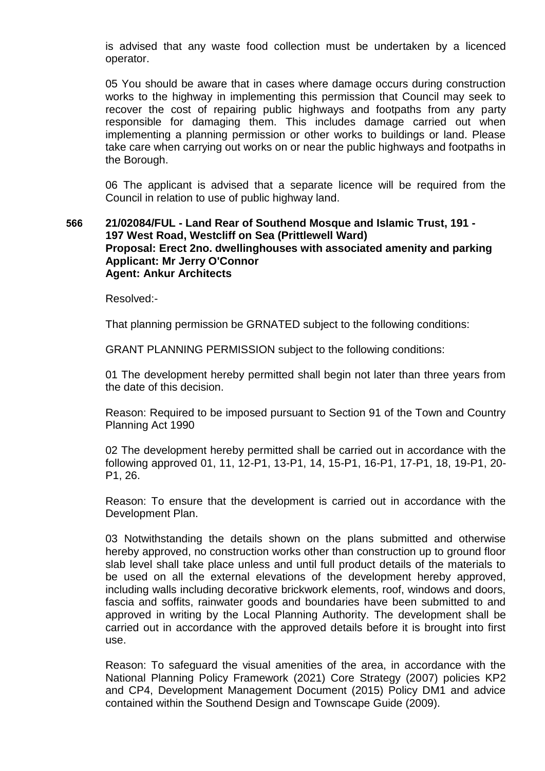is advised that any waste food collection must be undertaken by a licenced operator.

05 You should be aware that in cases where damage occurs during construction works to the highway in implementing this permission that Council may seek to recover the cost of repairing public highways and footpaths from any party responsible for damaging them. This includes damage carried out when implementing a planning permission or other works to buildings or land. Please take care when carrying out works on or near the public highways and footpaths in the Borough.

06 The applicant is advised that a separate licence will be required from the Council in relation to use of public highway land.

**566 21/02084/FUL - Land Rear of Southend Mosque and Islamic Trust, 191 - 197 West Road, Westcliff on Sea (Prittlewell Ward)**
**Proposal: Erect 2no. dwellinghouses with associated amenity and parking**
**Applicant: Mr Jerry O'Connor**
**Agent: Ankur Architects**

Resolved:-

That planning permission be GRNATED subject to the following conditions:

GRANT PLANNING PERMISSION subject to the following conditions:

01 The development hereby permitted shall begin not later than three years from the date of this decision.

Reason: Required to be imposed pursuant to Section 91 of the Town and Country Planning Act 1990

02 The development hereby permitted shall be carried out in accordance with the following approved 01, 11, 12-P1, 13-P1, 14, 15-P1, 16-P1, 17-P1, 18, 19-P1, 20-P1, 26.

Reason: To ensure that the development is carried out in accordance with the Development Plan.

03 Notwithstanding the details shown on the plans submitted and otherwise hereby approved, no construction works other than construction up to ground floor slab level shall take place unless and until full product details of the materials to be used on all the external elevations of the development hereby approved, including walls including decorative brickwork elements, roof, windows and doors, fascia and soffits, rainwater goods and boundaries have been submitted to and approved in writing by the Local Planning Authority. The development shall be carried out in accordance with the approved details before it is brought into first use.

Reason: To safeguard the visual amenities of the area, in accordance with the National Planning Policy Framework (2021) Core Strategy (2007) policies KP2 and CP4, Development Management Document (2015) Policy DM1 and advice contained within the Southend Design and Townscape Guide (2009).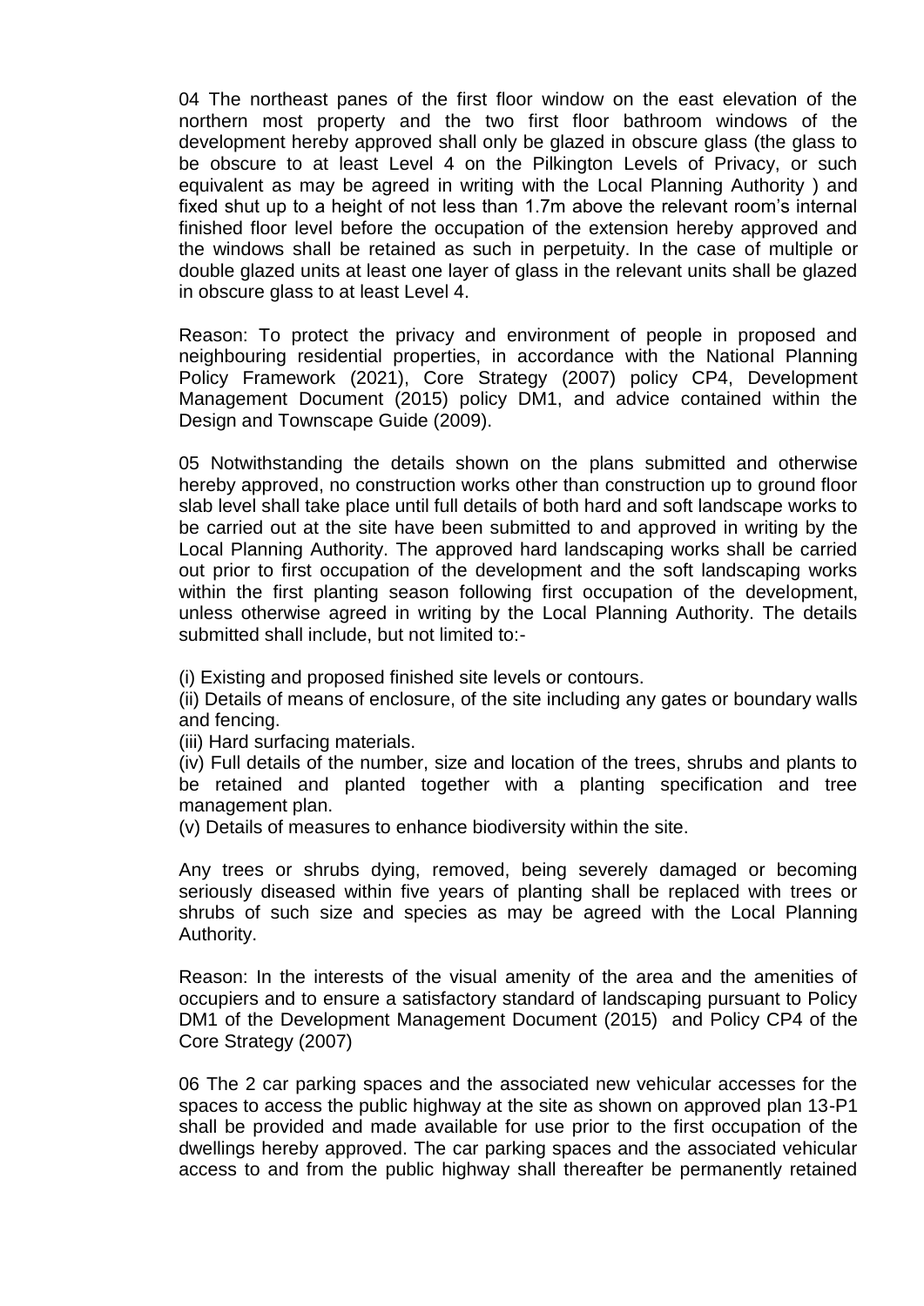04 The northeast panes of the first floor window on the east elevation of the northern most property and the two first floor bathroom windows of the development hereby approved shall only be glazed in obscure glass (the glass to be obscure to at least Level 4 on the Pilkington Levels of Privacy, or such equivalent as may be agreed in writing with the Local Planning Authority ) and fixed shut up to a height of not less than 1.7m above the relevant room's internal finished floor level before the occupation of the extension hereby approved and the windows shall be retained as such in perpetuity. In the case of multiple or double glazed units at least one layer of glass in the relevant units shall be glazed in obscure glass to at least Level 4.

Reason: To protect the privacy and environment of people in proposed and neighbouring residential properties, in accordance with the National Planning Policy Framework (2021), Core Strategy (2007) policy CP4, Development Management Document (2015) policy DM1, and advice contained within the Design and Townscape Guide (2009).

05 Notwithstanding the details shown on the plans submitted and otherwise hereby approved, no construction works other than construction up to ground floor slab level shall take place until full details of both hard and soft landscape works to be carried out at the site have been submitted to and approved in writing by the Local Planning Authority. The approved hard landscaping works shall be carried out prior to first occupation of the development and the soft landscaping works within the first planting season following first occupation of the development, unless otherwise agreed in writing by the Local Planning Authority. The details submitted shall include, but not limited to:-

(i) Existing and proposed finished site levels or contours.
(ii) Details of means of enclosure, of the site including any gates or boundary walls and fencing.
(iii) Hard surfacing materials.
(iv) Full details of the number, size and location of the trees, shrubs and plants to be retained and planted together with a planting specification and tree management plan.
(v) Details of measures to enhance biodiversity within the site.

Any trees or shrubs dying, removed, being severely damaged or becoming seriously diseased within five years of planting shall be replaced with trees or shrubs of such size and species as may be agreed with the Local Planning Authority.

Reason: In the interests of the visual amenity of the area and the amenities of occupiers and to ensure a satisfactory standard of landscaping pursuant to Policy DM1 of the Development Management Document (2015) and Policy CP4 of the Core Strategy (2007)

06 The 2 car parking spaces and the associated new vehicular accesses for the spaces to access the public highway at the site as shown on approved plan 13-P1 shall be provided and made available for use prior to the first occupation of the dwellings hereby approved. The car parking spaces and the associated vehicular access to and from the public highway shall thereafter be permanently retained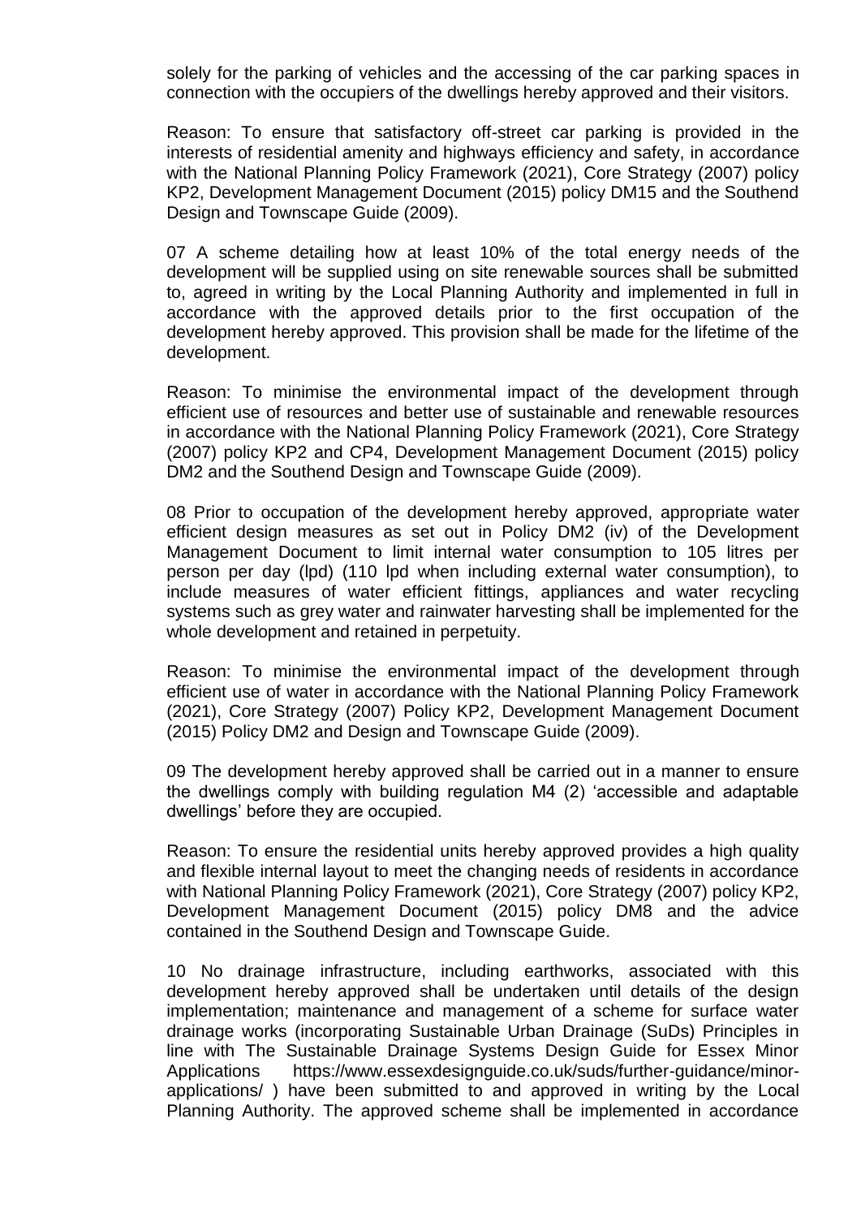solely for the parking of vehicles and the accessing of the car parking spaces in connection with the occupiers of the dwellings hereby approved and their visitors.

Reason: To ensure that satisfactory off-street car parking is provided in the interests of residential amenity and highways efficiency and safety, in accordance with the National Planning Policy Framework (2021), Core Strategy (2007) policy KP2, Development Management Document (2015) policy DM15 and the Southend Design and Townscape Guide (2009).

07 A scheme detailing how at least 10% of the total energy needs of the development will be supplied using on site renewable sources shall be submitted to, agreed in writing by the Local Planning Authority and implemented in full in accordance with the approved details prior to the first occupation of the development hereby approved. This provision shall be made for the lifetime of the development.

Reason: To minimise the environmental impact of the development through efficient use of resources and better use of sustainable and renewable resources in accordance with the National Planning Policy Framework (2021), Core Strategy (2007) policy KP2 and CP4, Development Management Document (2015) policy DM2 and the Southend Design and Townscape Guide (2009).

08 Prior to occupation of the development hereby approved, appropriate water efficient design measures as set out in Policy DM2 (iv) of the Development Management Document to limit internal water consumption to 105 litres per person per day (lpd) (110 lpd when including external water consumption), to include measures of water efficient fittings, appliances and water recycling systems such as grey water and rainwater harvesting shall be implemented for the whole development and retained in perpetuity.

Reason: To minimise the environmental impact of the development through efficient use of water in accordance with the National Planning Policy Framework (2021), Core Strategy (2007) Policy KP2, Development Management Document (2015) Policy DM2 and Design and Townscape Guide (2009).

09 The development hereby approved shall be carried out in a manner to ensure the dwellings comply with building regulation M4 (2) 'accessible and adaptable dwellings' before they are occupied.

Reason: To ensure the residential units hereby approved provides a high quality and flexible internal layout to meet the changing needs of residents in accordance with National Planning Policy Framework (2021), Core Strategy (2007) policy KP2, Development Management Document (2015) policy DM8 and the advice contained in the Southend Design and Townscape Guide.

10 No drainage infrastructure, including earthworks, associated with this development hereby approved shall be undertaken until details of the design implementation; maintenance and management of a scheme for surface water drainage works (incorporating Sustainable Urban Drainage (SuDs) Principles in line with The Sustainable Drainage Systems Design Guide for Essex Minor Applications https://www.essexdesignguide.co.uk/suds/further-guidance/minor-applications/ ) have been submitted to and approved in writing by the Local Planning Authority. The approved scheme shall be implemented in accordance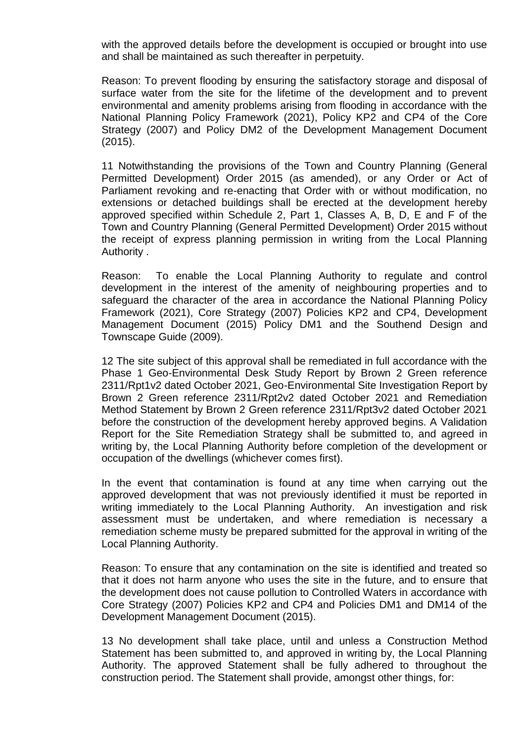with the approved details before the development is occupied or brought into use and shall be maintained as such thereafter in perpetuity.

Reason: To prevent flooding by ensuring the satisfactory storage and disposal of surface water from the site for the lifetime of the development and to prevent environmental and amenity problems arising from flooding in accordance with the National Planning Policy Framework (2021), Policy KP2 and CP4 of the Core Strategy (2007) and Policy DM2 of the Development Management Document (2015).

11 Notwithstanding the provisions of the Town and Country Planning (General Permitted Development) Order 2015 (as amended), or any Order or Act of Parliament revoking and re-enacting that Order with or without modification, no extensions or detached buildings shall be erected at the development hereby approved specified within Schedule 2, Part 1, Classes A, B, D, E and F of the Town and Country Planning (General Permitted Development) Order 2015 without the receipt of express planning permission in writing from the Local Planning Authority .

Reason: To enable the Local Planning Authority to regulate and control development in the interest of the amenity of neighbouring properties and to safeguard the character of the area in accordance the National Planning Policy Framework (2021), Core Strategy (2007) Policies KP2 and CP4, Development Management Document (2015) Policy DM1 and the Southend Design and Townscape Guide (2009).

12 The site subject of this approval shall be remediated in full accordance with the Phase 1 Geo-Environmental Desk Study Report by Brown 2 Green reference 2311/Rpt1v2 dated October 2021, Geo-Environmental Site Investigation Report by Brown 2 Green reference 2311/Rpt2v2 dated October 2021 and Remediation Method Statement by Brown 2 Green reference 2311/Rpt3v2 dated October 2021 before the construction of the development hereby approved begins. A Validation Report for the Site Remediation Strategy shall be submitted to, and agreed in writing by, the Local Planning Authority before completion of the development or occupation of the dwellings (whichever comes first).

In the event that contamination is found at any time when carrying out the approved development that was not previously identified it must be reported in writing immediately to the Local Planning Authority. An investigation and risk assessment must be undertaken, and where remediation is necessary a remediation scheme musty be prepared submitted for the approval in writing of the Local Planning Authority.

Reason: To ensure that any contamination on the site is identified and treated so that it does not harm anyone who uses the site in the future, and to ensure that the development does not cause pollution to Controlled Waters in accordance with Core Strategy (2007) Policies KP2 and CP4 and Policies DM1 and DM14 of the Development Management Document (2015).

13 No development shall take place, until and unless a Construction Method Statement has been submitted to, and approved in writing by, the Local Planning Authority. The approved Statement shall be fully adhered to throughout the construction period. The Statement shall provide, amongst other things, for: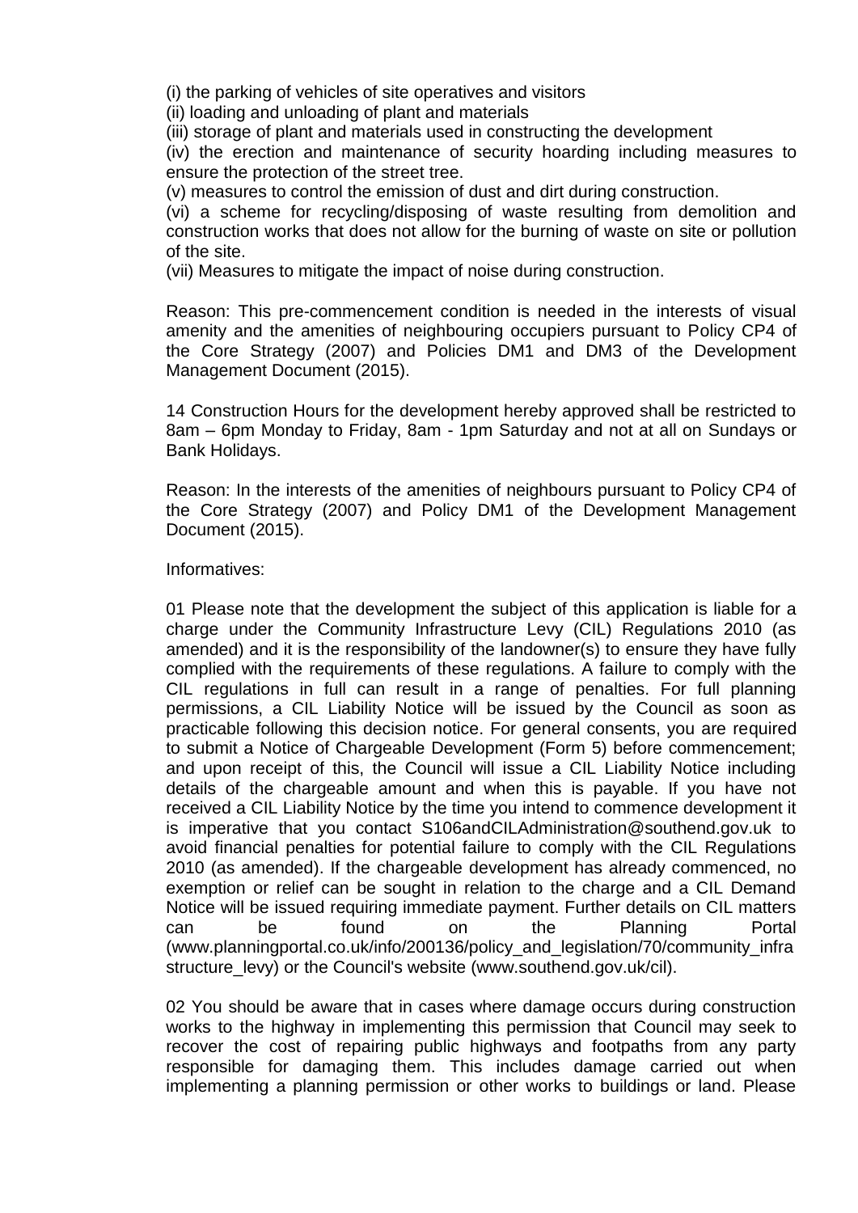(i) the parking of vehicles of site operatives and visitors
(ii) loading and unloading of plant and materials
(iii) storage of plant and materials used in constructing the development
(iv) the erection and maintenance of security hoarding including measures to ensure the protection of the street tree.
(v) measures to control the emission of dust and dirt during construction.
(vi) a scheme for recycling/disposing of waste resulting from demolition and construction works that does not allow for the burning of waste on site or pollution of the site.
(vii) Measures to mitigate the impact of noise during construction.

Reason: This pre-commencement condition is needed in the interests of visual amenity and the amenities of neighbouring occupiers pursuant to Policy CP4 of the Core Strategy (2007) and Policies DM1 and DM3 of the Development Management Document (2015).

14 Construction Hours for the development hereby approved shall be restricted to 8am – 6pm Monday to Friday, 8am - 1pm Saturday and not at all on Sundays or Bank Holidays.

Reason: In the interests of the amenities of neighbours pursuant to Policy CP4 of the Core Strategy (2007) and Policy DM1 of the Development Management Document (2015).

Informatives:

01 Please note that the development the subject of this application is liable for a charge under the Community Infrastructure Levy (CIL) Regulations 2010 (as amended) and it is the responsibility of the landowner(s) to ensure they have fully complied with the requirements of these regulations. A failure to comply with the CIL regulations in full can result in a range of penalties. For full planning permissions, a CIL Liability Notice will be issued by the Council as soon as practicable following this decision notice. For general consents, you are required to submit a Notice of Chargeable Development (Form 5) before commencement; and upon receipt of this, the Council will issue a CIL Liability Notice including details of the chargeable amount and when this is payable. If you have not received a CIL Liability Notice by the time you intend to commence development it is imperative that you contact S106andCILAdministration@southend.gov.uk to avoid financial penalties for potential failure to comply with the CIL Regulations 2010 (as amended). If the chargeable development has already commenced, no exemption or relief can be sought in relation to the charge and a CIL Demand Notice will be issued requiring immediate payment. Further details on CIL matters can be found on the Planning Portal (www.planningportal.co.uk/info/200136/policy_and_legislation/70/community_infrastructure_levy) or the Council's website (www.southend.gov.uk/cil).

02 You should be aware that in cases where damage occurs during construction works to the highway in implementing this permission that Council may seek to recover the cost of repairing public highways and footpaths from any party responsible for damaging them. This includes damage carried out when implementing a planning permission or other works to buildings or land. Please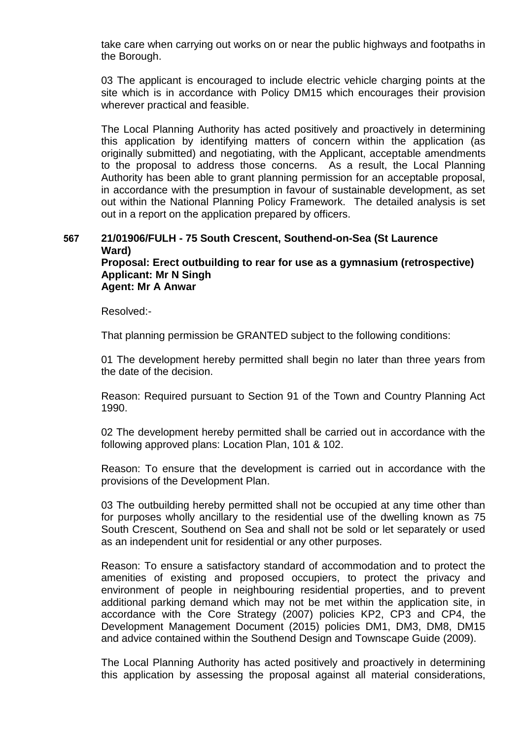take care when carrying out works on or near the public highways and footpaths in the Borough.

03 The applicant is encouraged to include electric vehicle charging points at the site which is in accordance with Policy DM15 which encourages their provision wherever practical and feasible.

The Local Planning Authority has acted positively and proactively in determining this application by identifying matters of concern within the application (as originally submitted) and negotiating, with the Applicant, acceptable amendments to the proposal to address those concerns. As a result, the Local Planning Authority has been able to grant planning permission for an acceptable proposal, in accordance with the presumption in favour of sustainable development, as set out within the National Planning Policy Framework. The detailed analysis is set out in a report on the application prepared by officers.

**567 21/01906/FULH - 75 South Crescent, Southend-on-Sea (St Laurence Ward)**
**Proposal: Erect outbuilding to rear for use as a gymnasium (retrospective)**
**Applicant: Mr N Singh**
**Agent: Mr A Anwar**

Resolved:-

That planning permission be GRANTED subject to the following conditions:

01 The development hereby permitted shall begin no later than three years from the date of the decision.

Reason: Required pursuant to Section 91 of the Town and Country Planning Act 1990.

02 The development hereby permitted shall be carried out in accordance with the following approved plans: Location Plan, 101 & 102.

Reason: To ensure that the development is carried out in accordance with the provisions of the Development Plan.

03 The outbuilding hereby permitted shall not be occupied at any time other than for purposes wholly ancillary to the residential use of the dwelling known as 75 South Crescent, Southend on Sea and shall not be sold or let separately or used as an independent unit for residential or any other purposes.

Reason: To ensure a satisfactory standard of accommodation and to protect the amenities of existing and proposed occupiers, to protect the privacy and environment of people in neighbouring residential properties, and to prevent additional parking demand which may not be met within the application site, in accordance with the Core Strategy (2007) policies KP2, CP3 and CP4, the Development Management Document (2015) policies DM1, DM3, DM8, DM15 and advice contained within the Southend Design and Townscape Guide (2009).

The Local Planning Authority has acted positively and proactively in determining this application by assessing the proposal against all material considerations,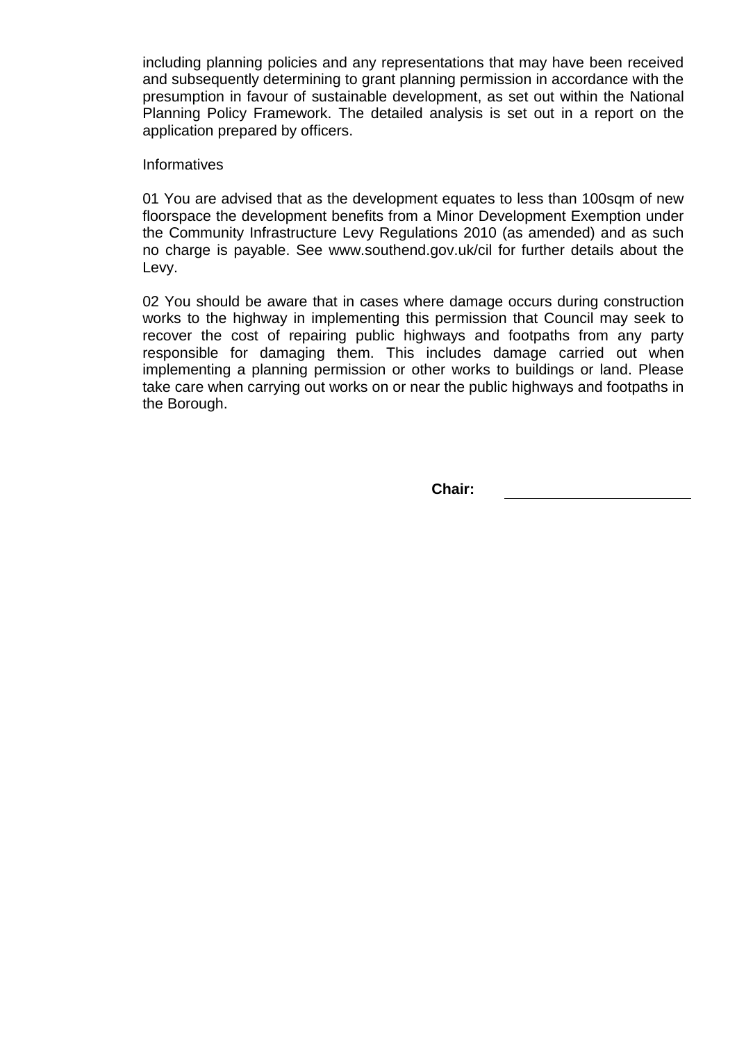including planning policies and any representations that may have been received and subsequently determining to grant planning permission in accordance with the presumption in favour of sustainable development, as set out within the National Planning Policy Framework. The detailed analysis is set out in a report on the application prepared by officers.

Informatives

01 You are advised that as the development equates to less than 100sqm of new floorspace the development benefits from a Minor Development Exemption under the Community Infrastructure Levy Regulations 2010 (as amended) and as such no charge is payable. See www.southend.gov.uk/cil for further details about the Levy.

02 You should be aware that in cases where damage occurs during construction works to the highway in implementing this permission that Council may seek to recover the cost of repairing public highways and footpaths from any party responsible for damaging them. This includes damage carried out when implementing a planning permission or other works to buildings or land. Please take care when carrying out works on or near the public highways and footpaths in the Borough.

**Chair:** ______________________